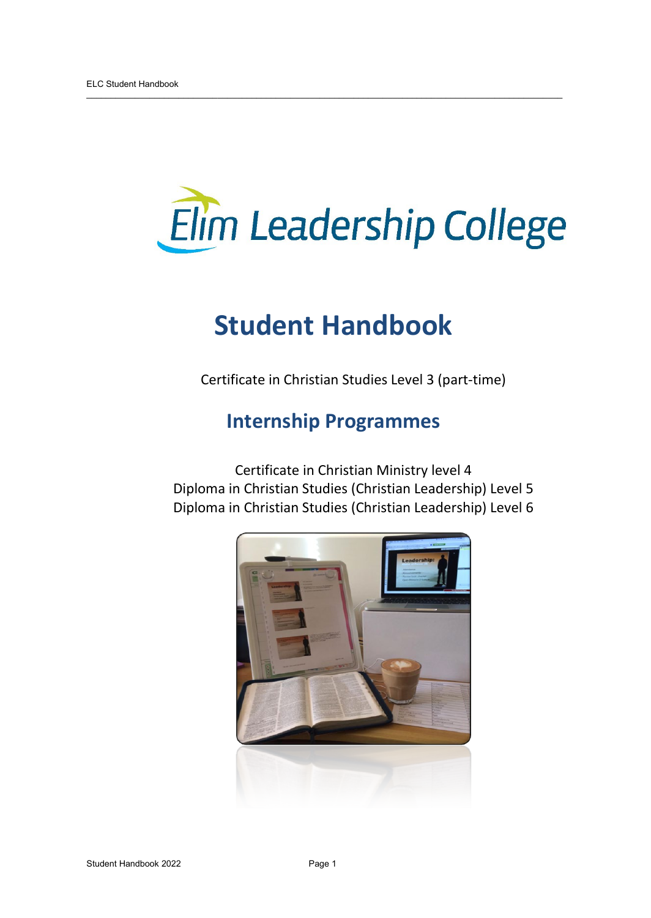Elim Leadership College

# Student Handbook

Certificate in Christian Studies Level 3 (part-time)

## Internship Programmes

Certificate in Christian Ministry level 4
Diploma in Christian Studies (Christian Leadership) Level 5
Diploma in Christian Studies (Christian Leadership) Level 6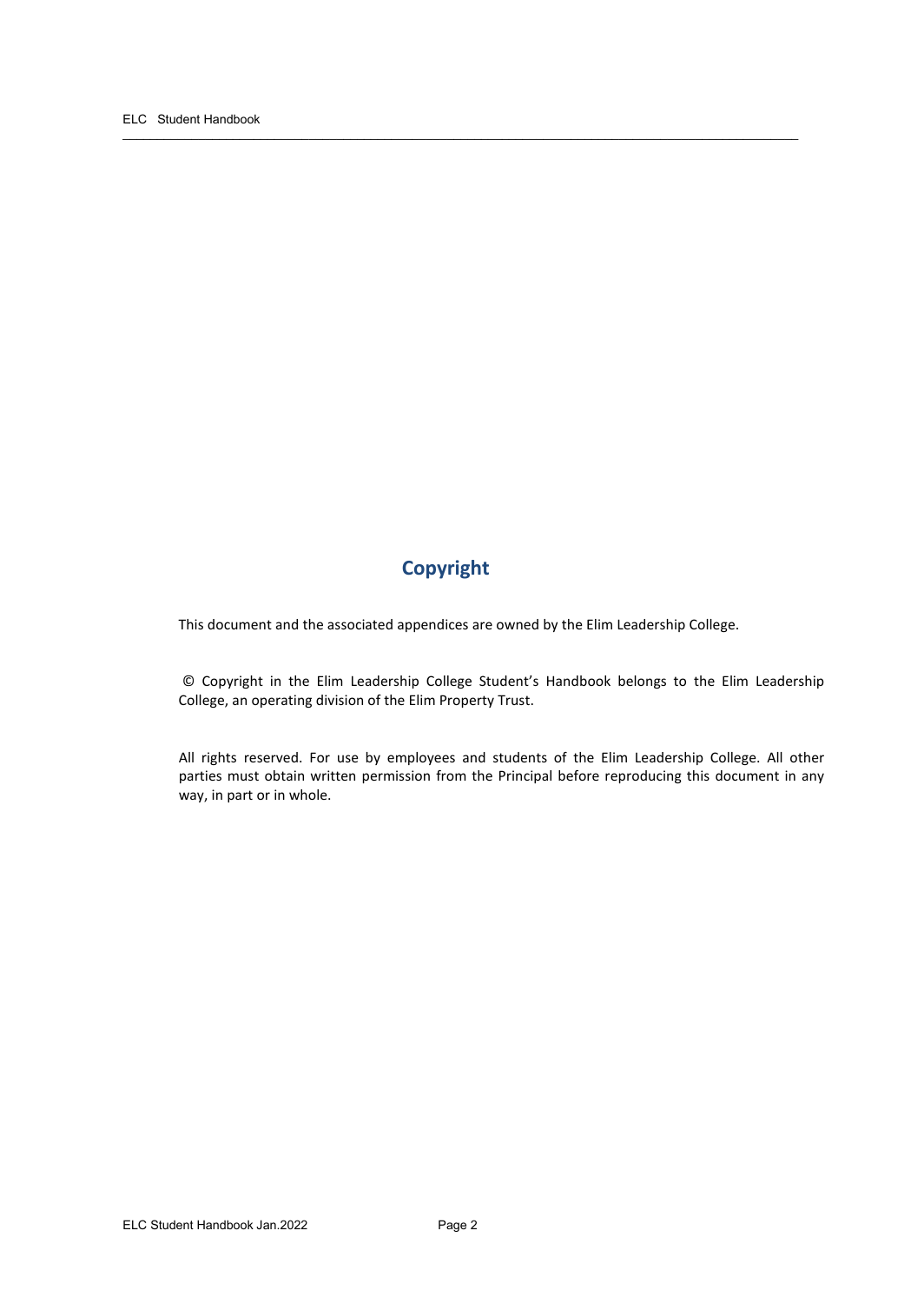## Copyright

This document and the associated appendices are owned by the Elim Leadership College.

© Copyright in the Elim Leadership College Student's Handbook belongs to the Elim Leadership College, an operating division of the Elim Property Trust.

All rights reserved. For use by employees and students of the Elim Leadership College. All other parties must obtain written permission from the Principal before reproducing this document in any way, in part or in whole.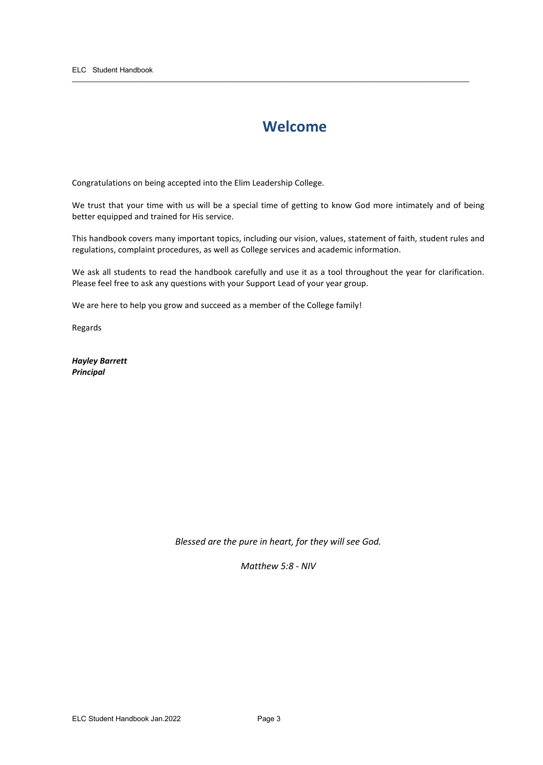# Welcome

Congratulations on being accepted into the Elim Leadership College.

We trust that your time with us will be a special time of getting to know God more intimately and of being better equipped and trained for His service.

This handbook covers many important topics, including our vision, values, statement of faith, student rules and regulations, complaint procedures, as well as College services and academic information.

We ask all students to read the handbook carefully and use it as a tool throughout the year for clarification. Please feel free to ask any questions with your Support Lead of your year group.

We are here to help you grow and succeed as a member of the College family!

Regards

***Hayley Barrett***
***Principal***

*Blessed are the pure in heart, for they will see God.*

*Matthew 5:8 - NIV*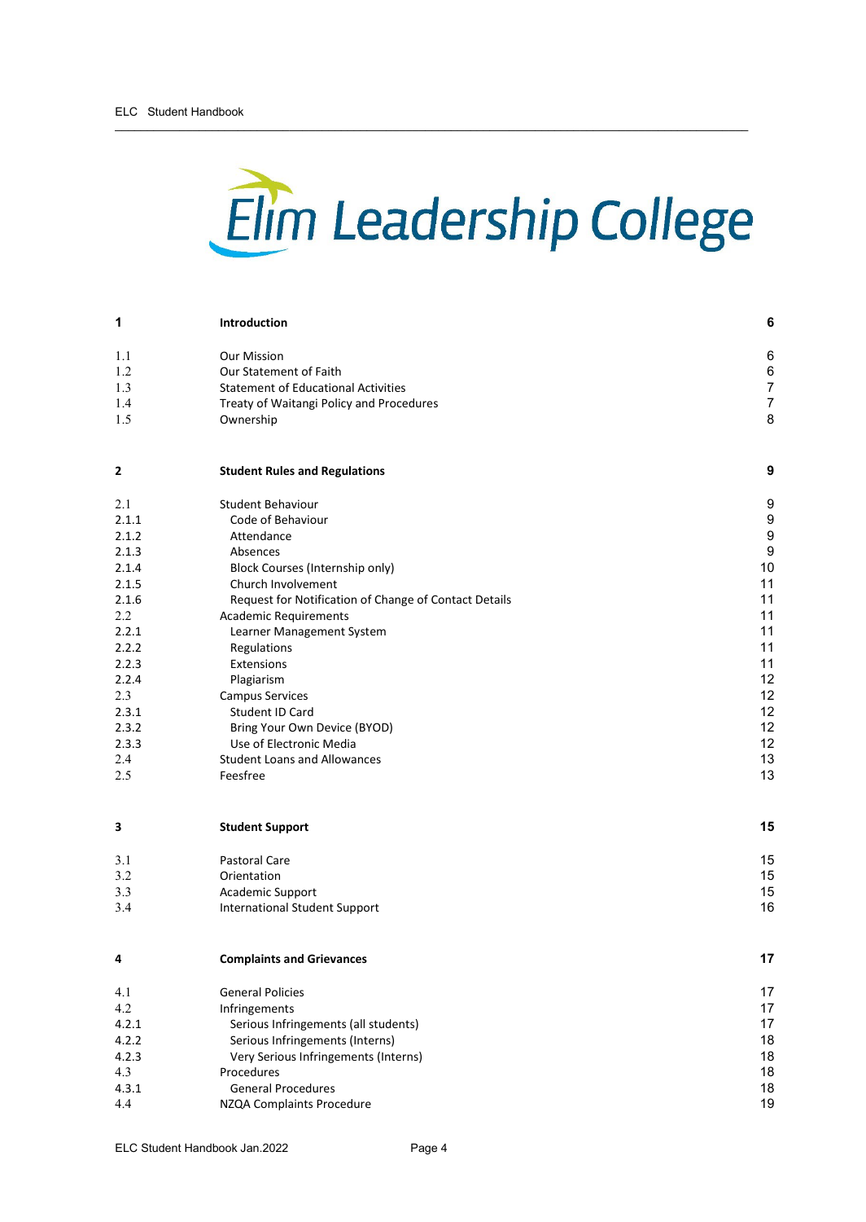# Elim Leadership College

| | | |
|---|---|---|
| **1** | **Introduction** | **6** |
| 1.1 | Our Mission | 6 |
| 1.2 | Our Statement of Faith | 6 |
| 1.3 | Statement of Educational Activities | 7 |
| 1.4 | Treaty of Waitangi Policy and Procedures | 7 |
| 1.5 | Ownership | 8 |
| **2** | **Student Rules and Regulations** | **9** |
| 2.1 | Student Behaviour | 9 |
| 2.1.1 | Code of Behaviour | 9 |
| 2.1.2 | Attendance | 9 |
| 2.1.3 | Absences | 9 |
| 2.1.4 | Block Courses (Internship only) | 10 |
| 2.1.5 | Church Involvement | 11 |
| 2.1.6 | Request for Notification of Change of Contact Details | 11 |
| 2.2 | Academic Requirements | 11 |
| 2.2.1 | Learner Management System | 11 |
| 2.2.2 | Regulations | 11 |
| 2.2.3 | Extensions | 11 |
| 2.2.4 | Plagiarism | 12 |
| 2.3 | Campus Services | 12 |
| 2.3.1 | Student ID Card | 12 |
| 2.3.2 | Bring Your Own Device (BYOD) | 12 |
| 2.3.3 | Use of Electronic Media | 12 |
| 2.4 | Student Loans and Allowances | 13 |
| 2.5 | Feesfree | 13 |
| **3** | **Student Support** | **15** |
| 3.1 | Pastoral Care | 15 |
| 3.2 | Orientation | 15 |
| 3.3 | Academic Support | 15 |
| 3.4 | International Student Support | 16 |
| **4** | **Complaints and Grievances** | **17** |
| 4.1 | General Policies | 17 |
| 4.2 | Infringements | 17 |
| 4.2.1 | Serious Infringements (all students) | 17 |
| 4.2.2 | Serious Infringements (Interns) | 18 |
| 4.2.3 | Very Serious Infringements (Interns) | 18 |
| 4.3 | Procedures | 18 |
| 4.3.1 | General Procedures | 18 |
| 4.4 | NZQA Complaints Procedure | 19 |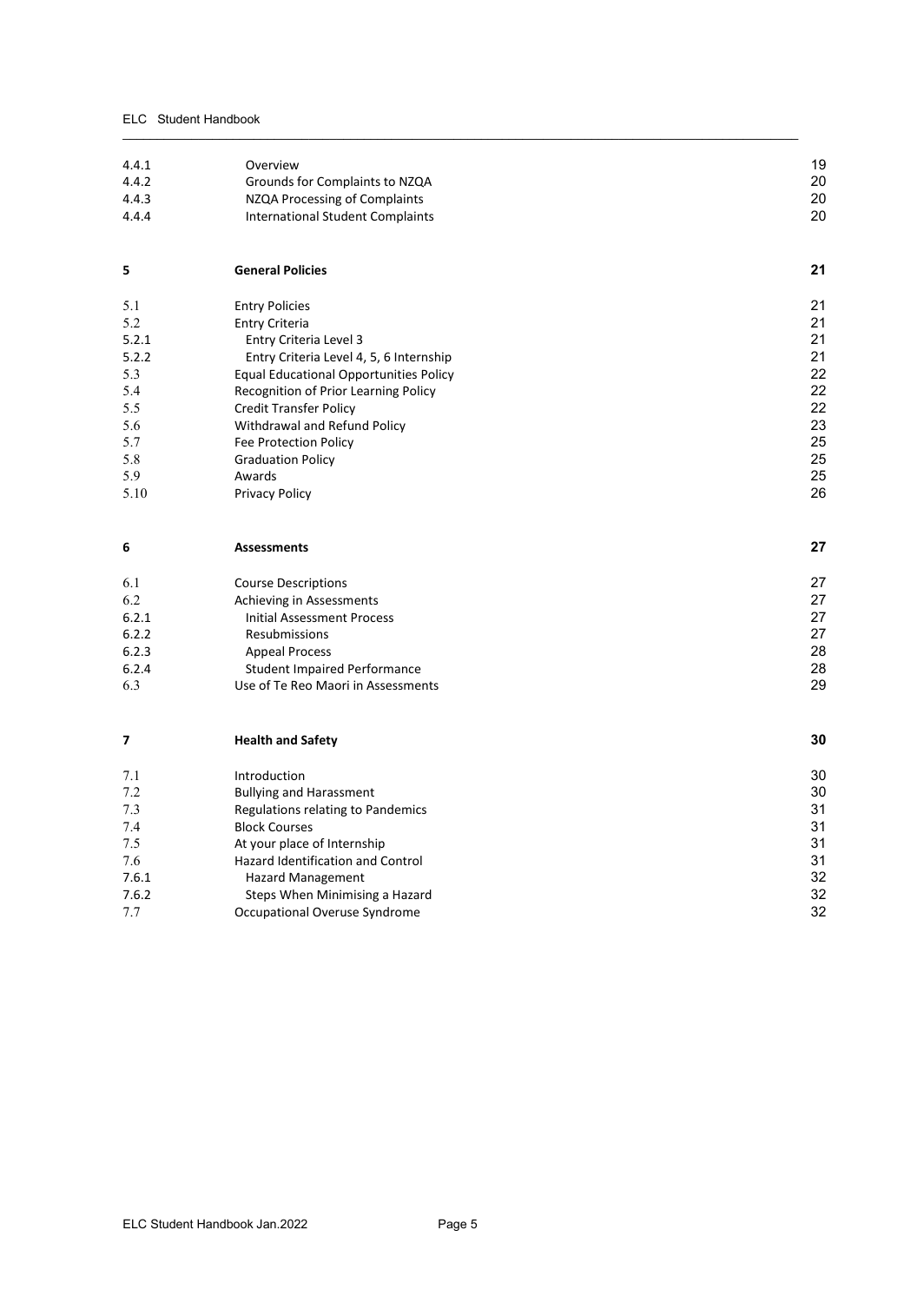| | | |
|---|---|---|
| 4.4.1 | Overview | 19 |
| 4.4.2 | Grounds for Complaints to NZQA | 20 |
| 4.4.3 | NZQA Processing of Complaints | 20 |
| 4.4.4 | International Student Complaints | 20 |
| | | |
| **5** | **General Policies** | **21** |
| | | |
| 5.1 | Entry Policies | 21 |
| 5.2 | Entry Criteria | 21 |
| 5.2.1 | Entry Criteria Level 3 | 21 |
| 5.2.2 | Entry Criteria Level 4, 5, 6 Internship | 21 |
| 5.3 | Equal Educational Opportunities Policy | 22 |
| 5.4 | Recognition of Prior Learning Policy | 22 |
| 5.5 | Credit Transfer Policy | 22 |
| 5.6 | Withdrawal and Refund Policy | 23 |
| 5.7 | Fee Protection Policy | 25 |
| 5.8 | Graduation Policy | 25 |
| 5.9 | Awards | 25 |
| 5.10 | Privacy Policy | 26 |
| | | |
| **6** | **Assessments** | **27** |
| | | |
| 6.1 | Course Descriptions | 27 |
| 6.2 | Achieving in Assessments | 27 |
| 6.2.1 | Initial Assessment Process | 27 |
| 6.2.2 | Resubmissions | 27 |
| 6.2.3 | Appeal Process | 28 |
| 6.2.4 | Student Impaired Performance | 28 |
| 6.3 | Use of Te Reo Maori in Assessments | 29 |
| | | |
| **7** | **Health and Safety** | **30** |
| | | |
| 7.1 | Introduction | 30 |
| 7.2 | Bullying and Harassment | 30 |
| 7.3 | Regulations relating to Pandemics | 31 |
| 7.4 | Block Courses | 31 |
| 7.5 | At your place of Internship | 31 |
| 7.6 | Hazard Identification and Control | 31 |
| 7.6.1 | Hazard Management | 32 |
| 7.6.2 | Steps When Minimising a Hazard | 32 |
| 7.7 | Occupational Overuse Syndrome | 32 |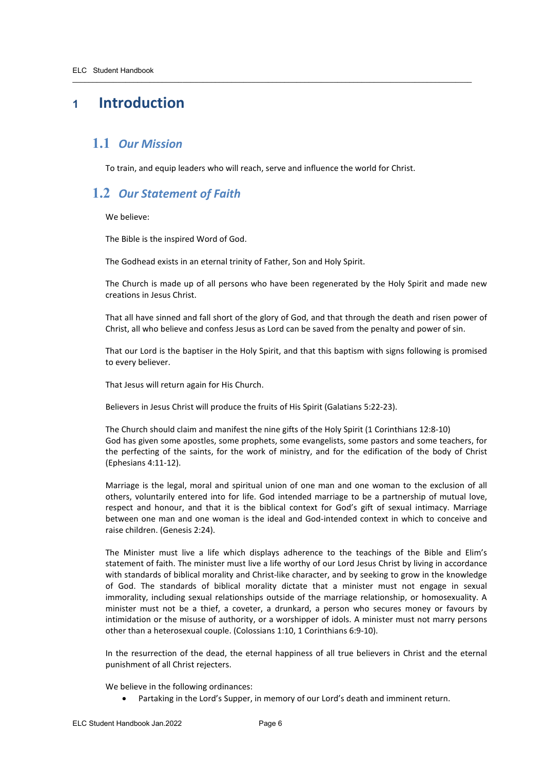# 1 Introduction

## 1.1 *Our Mission*

To train, and equip leaders who will reach, serve and influence the world for Christ.

## 1.2 *Our Statement of Faith*

We believe:

The Bible is the inspired Word of God.

The Godhead exists in an eternal trinity of Father, Son and Holy Spirit.

The Church is made up of all persons who have been regenerated by the Holy Spirit and made new creations in Jesus Christ.

That all have sinned and fall short of the glory of God, and that through the death and risen power of Christ, all who believe and confess Jesus as Lord can be saved from the penalty and power of sin.

That our Lord is the baptiser in the Holy Spirit, and that this baptism with signs following is promised to every believer.

That Jesus will return again for His Church.

Believers in Jesus Christ will produce the fruits of His Spirit (Galatians 5:22-23).

The Church should claim and manifest the nine gifts of the Holy Spirit (1 Corinthians 12:8-10)
God has given some apostles, some prophets, some evangelists, some pastors and some teachers, for the perfecting of the saints, for the work of ministry, and for the edification of the body of Christ (Ephesians 4:11-12).

Marriage is the legal, moral and spiritual union of one man and one woman to the exclusion of all others, voluntarily entered into for life. God intended marriage to be a partnership of mutual love, respect and honour, and that it is the biblical context for God's gift of sexual intimacy. Marriage between one man and one woman is the ideal and God-intended context in which to conceive and raise children. (Genesis 2:24).

The Minister must live a life which displays adherence to the teachings of the Bible and Elim's statement of faith. The minister must live a life worthy of our Lord Jesus Christ by living in accordance with standards of biblical morality and Christ-like character, and by seeking to grow in the knowledge of God. The standards of biblical morality dictate that a minister must not engage in sexual immorality, including sexual relationships outside of the marriage relationship, or homosexuality. A minister must not be a thief, a coveter, a drunkard, a person who secures money or favours by intimidation or the misuse of authority, or a worshipper of idols. A minister must not marry persons other than a heterosexual couple. (Colossians 1:10, 1 Corinthians 6:9-10).

In the resurrection of the dead, the eternal happiness of all true believers in Christ and the eternal punishment of all Christ rejecters.

We believe in the following ordinances:

- Partaking in the Lord's Supper, in memory of our Lord's death and imminent return.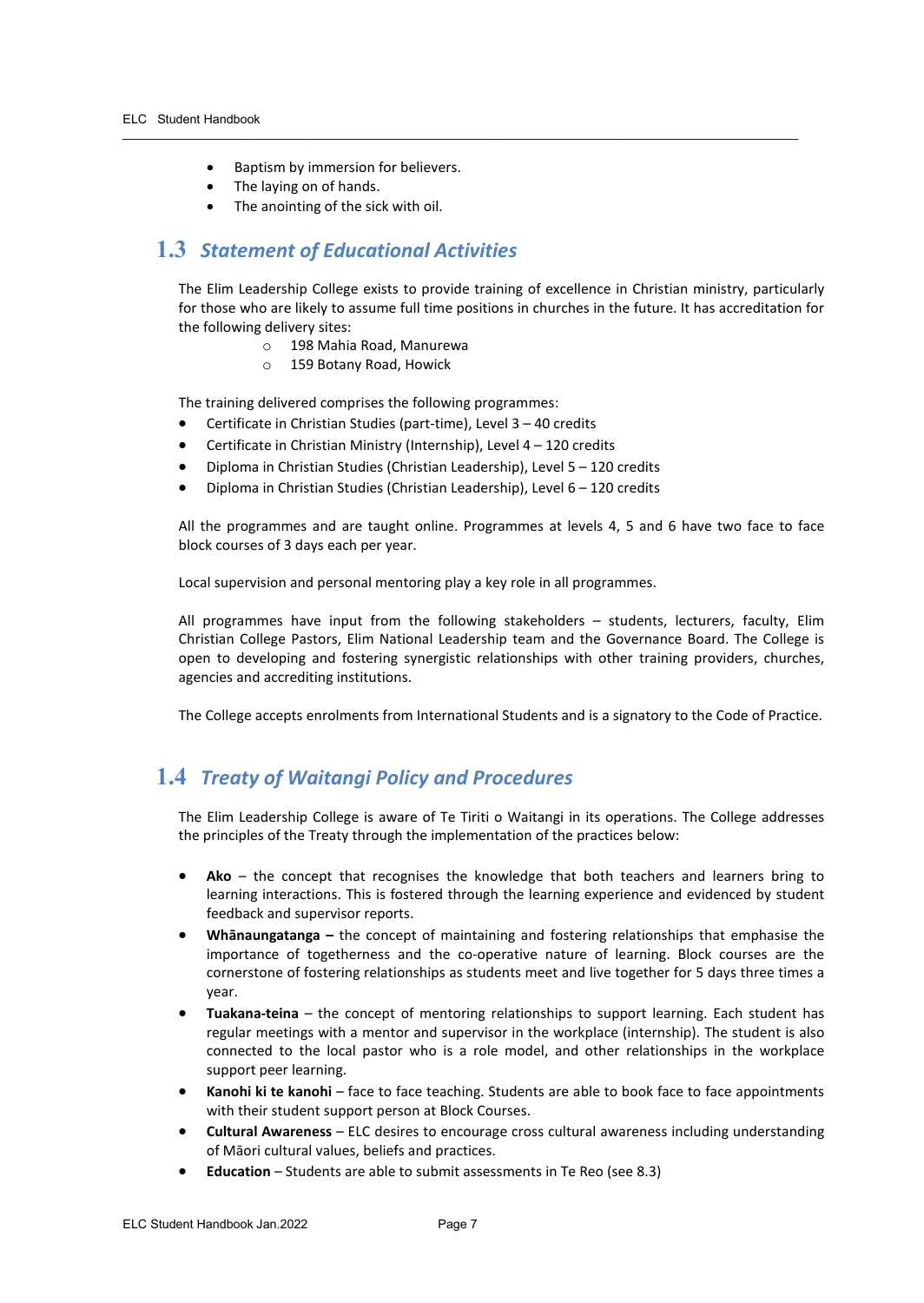- Baptism by immersion for believers.
- The laying on of hands.
- The anointing of the sick with oil.

## 1.3 *Statement of Educational Activities*

The Elim Leadership College exists to provide training of excellence in Christian ministry, particularly for those who are likely to assume full time positions in churches in the future. It has accreditation for the following delivery sites:

- 198 Mahia Road, Manurewa
- 159 Botany Road, Howick

The training delivered comprises the following programmes:

- Certificate in Christian Studies (part-time), Level 3 – 40 credits
- Certificate in Christian Ministry (Internship), Level 4 – 120 credits
- Diploma in Christian Studies (Christian Leadership), Level 5 – 120 credits
- Diploma in Christian Studies (Christian Leadership), Level 6 – 120 credits

All the programmes and are taught online. Programmes at levels 4, 5 and 6 have two face to face block courses of 3 days each per year.

Local supervision and personal mentoring play a key role in all programmes.

All programmes have input from the following stakeholders – students, lecturers, faculty, Elim Christian College Pastors, Elim National Leadership team and the Governance Board. The College is open to developing and fostering synergistic relationships with other training providers, churches, agencies and accrediting institutions.

The College accepts enrolments from International Students and is a signatory to the Code of Practice.

## 1.4 *Treaty of Waitangi Policy and Procedures*

The Elim Leadership College is aware of Te Tiriti o Waitangi in its operations. The College addresses the principles of the Treaty through the implementation of the practices below:

- **Ako** – the concept that recognises the knowledge that both teachers and learners bring to learning interactions. This is fostered through the learning experience and evidenced by student feedback and supervisor reports.
- **Whānaungatanga –** the concept of maintaining and fostering relationships that emphasise the importance of togetherness and the co-operative nature of learning. Block courses are the cornerstone of fostering relationships as students meet and live together for 5 days three times a year.
- **Tuakana-teina** – the concept of mentoring relationships to support learning. Each student has regular meetings with a mentor and supervisor in the workplace (internship). The student is also connected to the local pastor who is a role model, and other relationships in the workplace support peer learning.
- **Kanohi ki te kanohi** – face to face teaching. Students are able to book face to face appointments with their student support person at Block Courses.
- **Cultural Awareness** – ELC desires to encourage cross cultural awareness including understanding of Māori cultural values, beliefs and practices.
- **Education** – Students are able to submit assessments in Te Reo (see 8.3)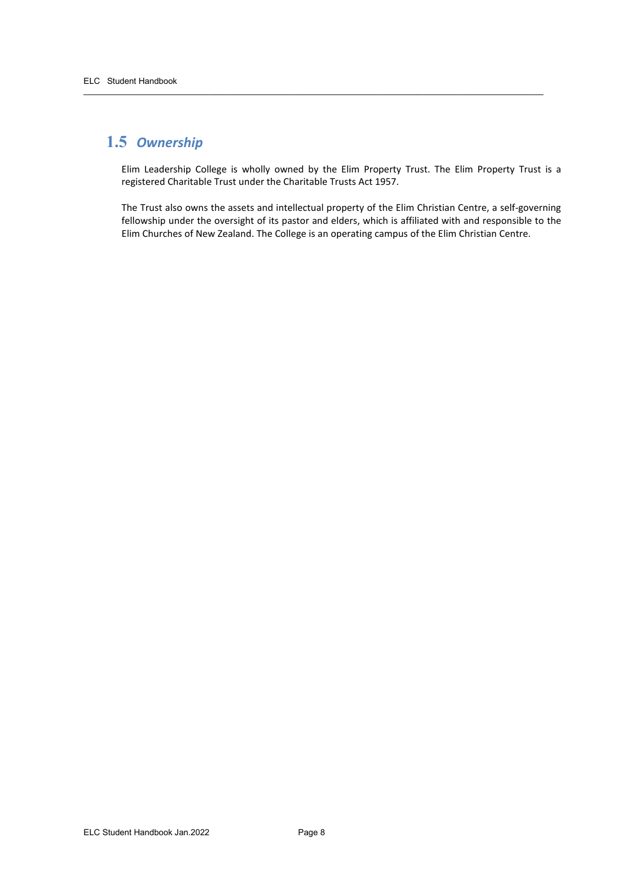## 1.5 *Ownership*

Elim Leadership College is wholly owned by the Elim Property Trust. The Elim Property Trust is a registered Charitable Trust under the Charitable Trusts Act 1957.

The Trust also owns the assets and intellectual property of the Elim Christian Centre, a self-governing fellowship under the oversight of its pastor and elders, which is affiliated with and responsible to the Elim Churches of New Zealand. The College is an operating campus of the Elim Christian Centre.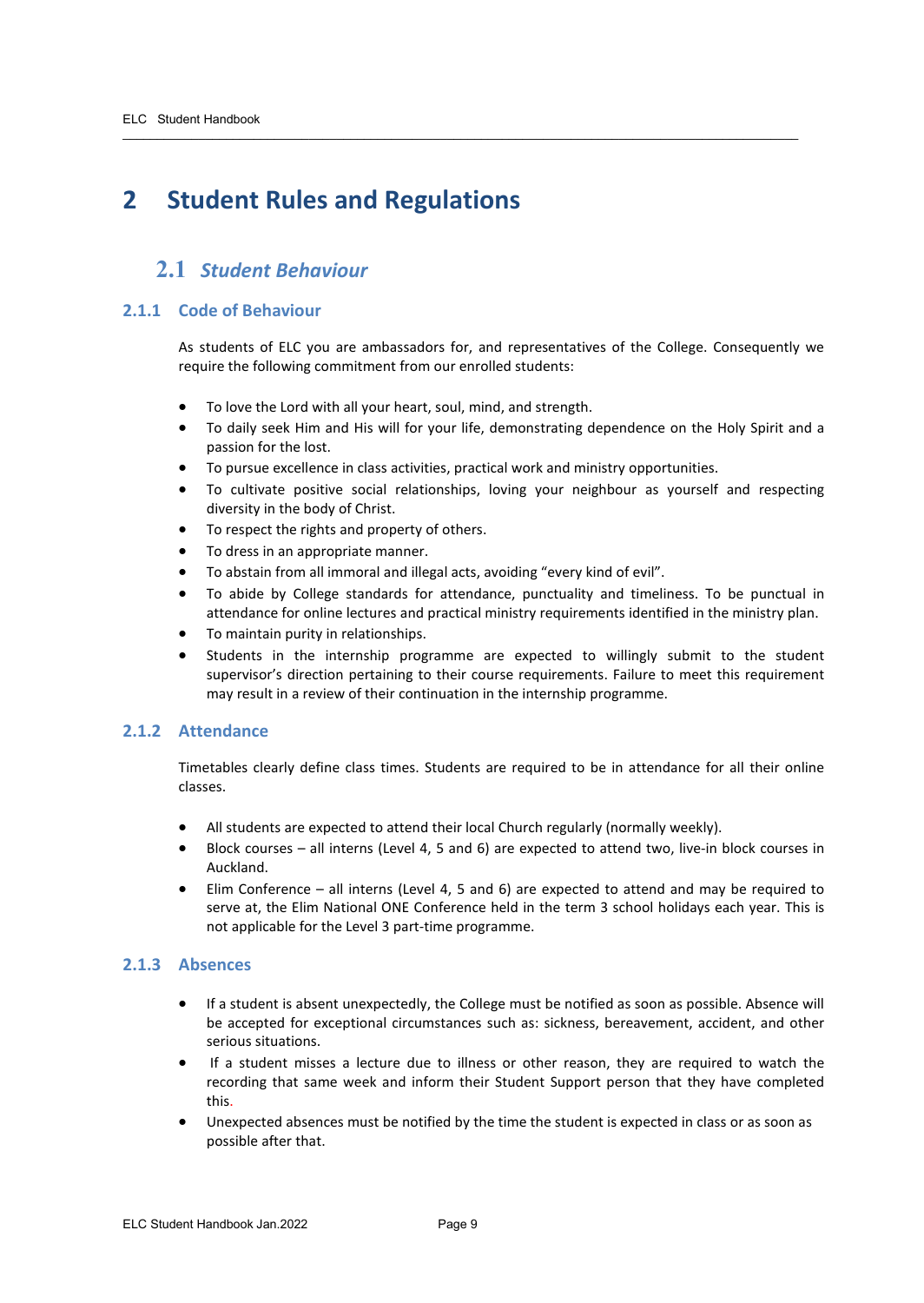# 2 Student Rules and Regulations

## 2.1 *Student Behaviour*

### 2.1.1 Code of Behaviour

As students of ELC you are ambassadors for, and representatives of the College. Consequently we require the following commitment from our enrolled students:

- To love the Lord with all your heart, soul, mind, and strength.
- To daily seek Him and His will for your life, demonstrating dependence on the Holy Spirit and a passion for the lost.
- To pursue excellence in class activities, practical work and ministry opportunities.
- To cultivate positive social relationships, loving your neighbour as yourself and respecting diversity in the body of Christ.
- To respect the rights and property of others.
- To dress in an appropriate manner.
- To abstain from all immoral and illegal acts, avoiding "every kind of evil".
- To abide by College standards for attendance, punctuality and timeliness. To be punctual in attendance for online lectures and practical ministry requirements identified in the ministry plan.
- To maintain purity in relationships.
- Students in the internship programme are expected to willingly submit to the student supervisor's direction pertaining to their course requirements. Failure to meet this requirement may result in a review of their continuation in the internship programme.

### 2.1.2 Attendance

Timetables clearly define class times. Students are required to be in attendance for all their online classes.

- All students are expected to attend their local Church regularly (normally weekly).
- Block courses – all interns (Level 4, 5 and 6) are expected to attend two, live-in block courses in Auckland.
- Elim Conference – all interns (Level 4, 5 and 6) are expected to attend and may be required to serve at, the Elim National ONE Conference held in the term 3 school holidays each year. This is not applicable for the Level 3 part-time programme.

### 2.1.3 Absences

- If a student is absent unexpectedly, the College must be notified as soon as possible. Absence will be accepted for exceptional circumstances such as: sickness, bereavement, accident, and other serious situations.
- If a student misses a lecture due to illness or other reason, they are required to watch the recording that same week and inform their Student Support person that they have completed this.
- Unexpected absences must be notified by the time the student is expected in class or as soon as possible after that.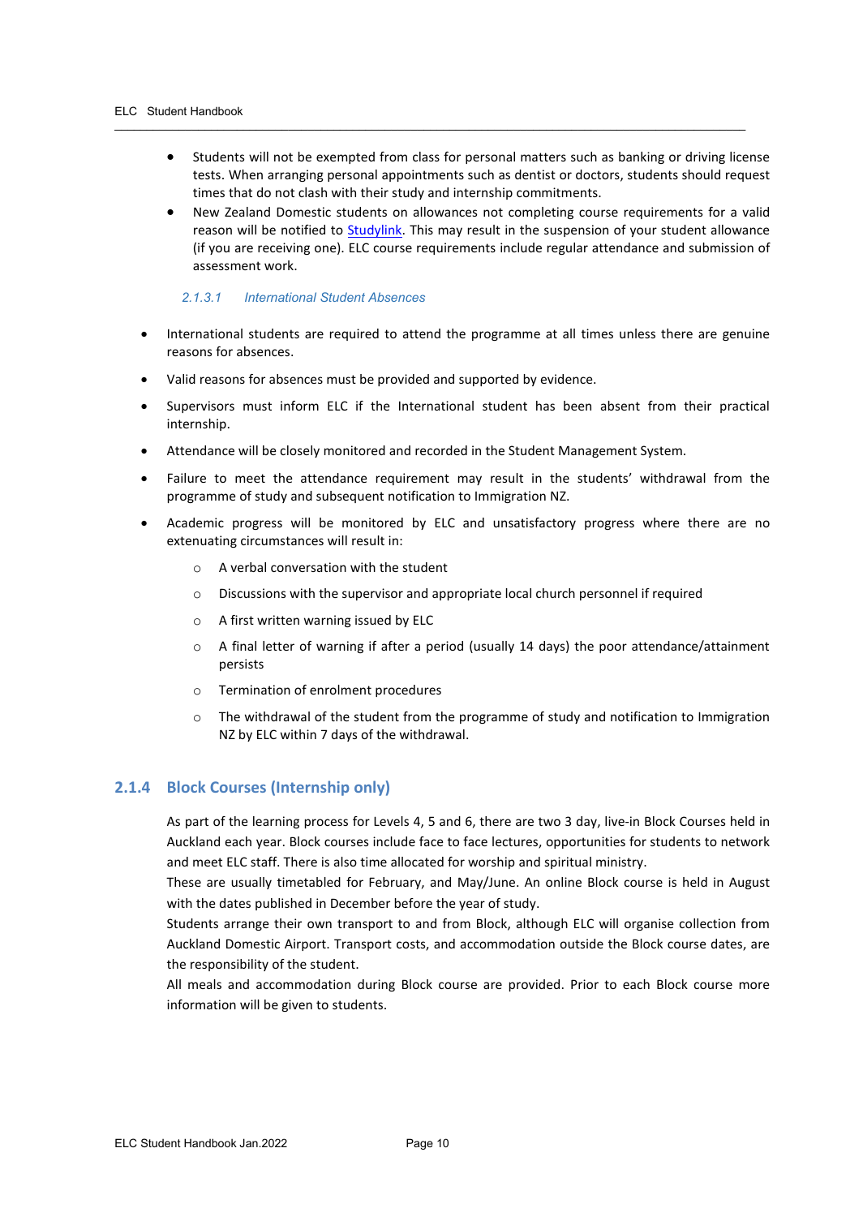- Students will not be exempted from class for personal matters such as banking or driving license tests. When arranging personal appointments such as dentist or doctors, students should request times that do not clash with their study and internship commitments.
- New Zealand Domestic students on allowances not completing course requirements for a valid reason will be notified to [Studylink](). This may result in the suspension of your student allowance (if you are receiving one). ELC course requirements include regular attendance and submission of assessment work.

##### *2.1.3.1 International Student Absences*

- International students are required to attend the programme at all times unless there are genuine reasons for absences.
- Valid reasons for absences must be provided and supported by evidence.
- Supervisors must inform ELC if the International student has been absent from their practical internship.
- Attendance will be closely monitored and recorded in the Student Management System.
- Failure to meet the attendance requirement may result in the students' withdrawal from the programme of study and subsequent notification to Immigration NZ.
- Academic progress will be monitored by ELC and unsatisfactory progress where there are no extenuating circumstances will result in:
    - A verbal conversation with the student
    - Discussions with the supervisor and appropriate local church personnel if required
    - A first written warning issued by ELC
    - A final letter of warning if after a period (usually 14 days) the poor attendance/attainment persists
    - Termination of enrolment procedures
    - The withdrawal of the student from the programme of study and notification to Immigration NZ by ELC within 7 days of the withdrawal.

### 2.1.4 Block Courses (Internship only)

As part of the learning process for Levels 4, 5 and 6, there are two 3 day, live-in Block Courses held in Auckland each year. Block courses include face to face lectures, opportunities for students to network and meet ELC staff. There is also time allocated for worship and spiritual ministry.

These are usually timetabled for February, and May/June. An online Block course is held in August with the dates published in December before the year of study.

Students arrange their own transport to and from Block, although ELC will organise collection from Auckland Domestic Airport. Transport costs, and accommodation outside the Block course dates, are the responsibility of the student.

All meals and accommodation during Block course are provided. Prior to each Block course more information will be given to students.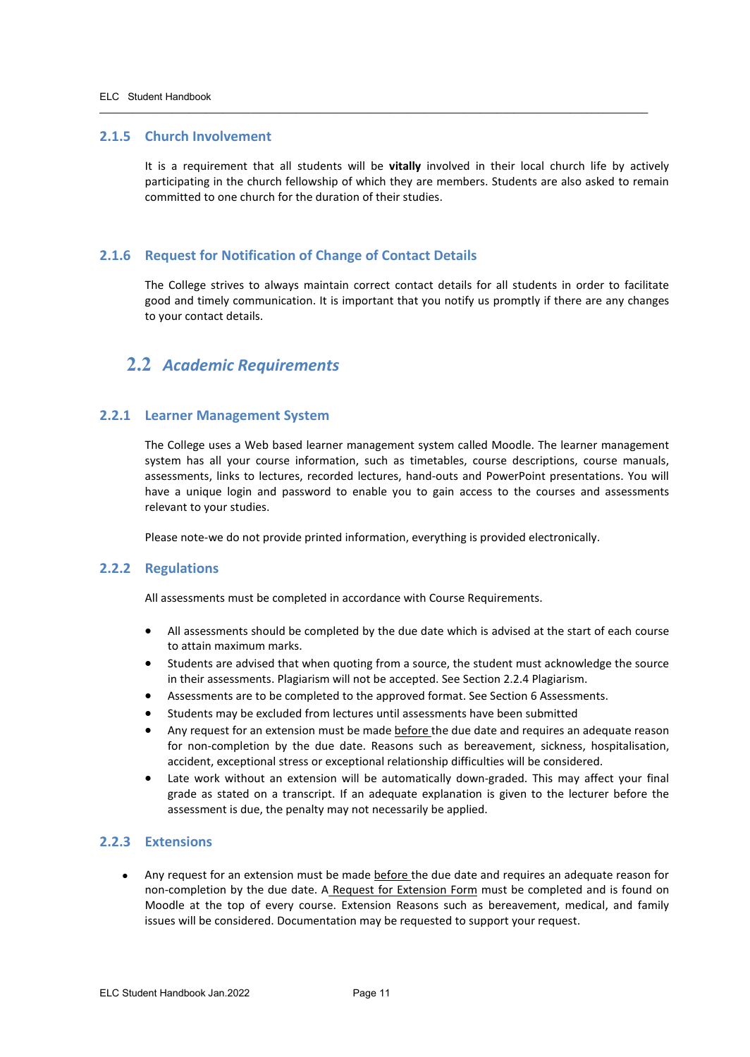### 2.1.5 Church Involvement

It is a requirement that all students will be **vitally** involved in their local church life by actively participating in the church fellowship of which they are members. Students are also asked to remain committed to one church for the duration of their studies.

### 2.1.6 Request for Notification of Change of Contact Details

The College strives to always maintain correct contact details for all students in order to facilitate good and timely communication. It is important that you notify us promptly if there are any changes to your contact details.

## 2.2 *Academic Requirements*

### 2.2.1 Learner Management System

The College uses a Web based learner management system called Moodle. The learner management system has all your course information, such as timetables, course descriptions, course manuals, assessments, links to lectures, recorded lectures, hand-outs and PowerPoint presentations. You will have a unique login and password to enable you to gain access to the courses and assessments relevant to your studies.

Please note-we do not provide printed information, everything is provided electronically.

### 2.2.2 Regulations

All assessments must be completed in accordance with Course Requirements.

- All assessments should be completed by the due date which is advised at the start of each course to attain maximum marks.
- Students are advised that when quoting from a source, the student must acknowledge the source in their assessments. Plagiarism will not be accepted. See Section 2.2.4 Plagiarism.
- Assessments are to be completed to the approved format. See Section 6 Assessments.
- Students may be excluded from lectures until assessments have been submitted
- Any request for an extension must be made <u>before</u> the due date and requires an adequate reason for non-completion by the due date. Reasons such as bereavement, sickness, hospitalisation, accident, exceptional stress or exceptional relationship difficulties will be considered.
- Late work without an extension will be automatically down-graded. This may affect your final grade as stated on a transcript. If an adequate explanation is given to the lecturer before the assessment is due, the penalty may not necessarily be applied.

### 2.2.3 Extensions

- Any request for an extension must be made <u>before</u> the due date and requires an adequate reason for non-completion by the due date. A <u>Request for Extension Form</u> must be completed and is found on Moodle at the top of every course. Extension Reasons such as bereavement, medical, and family issues will be considered. Documentation may be requested to support your request.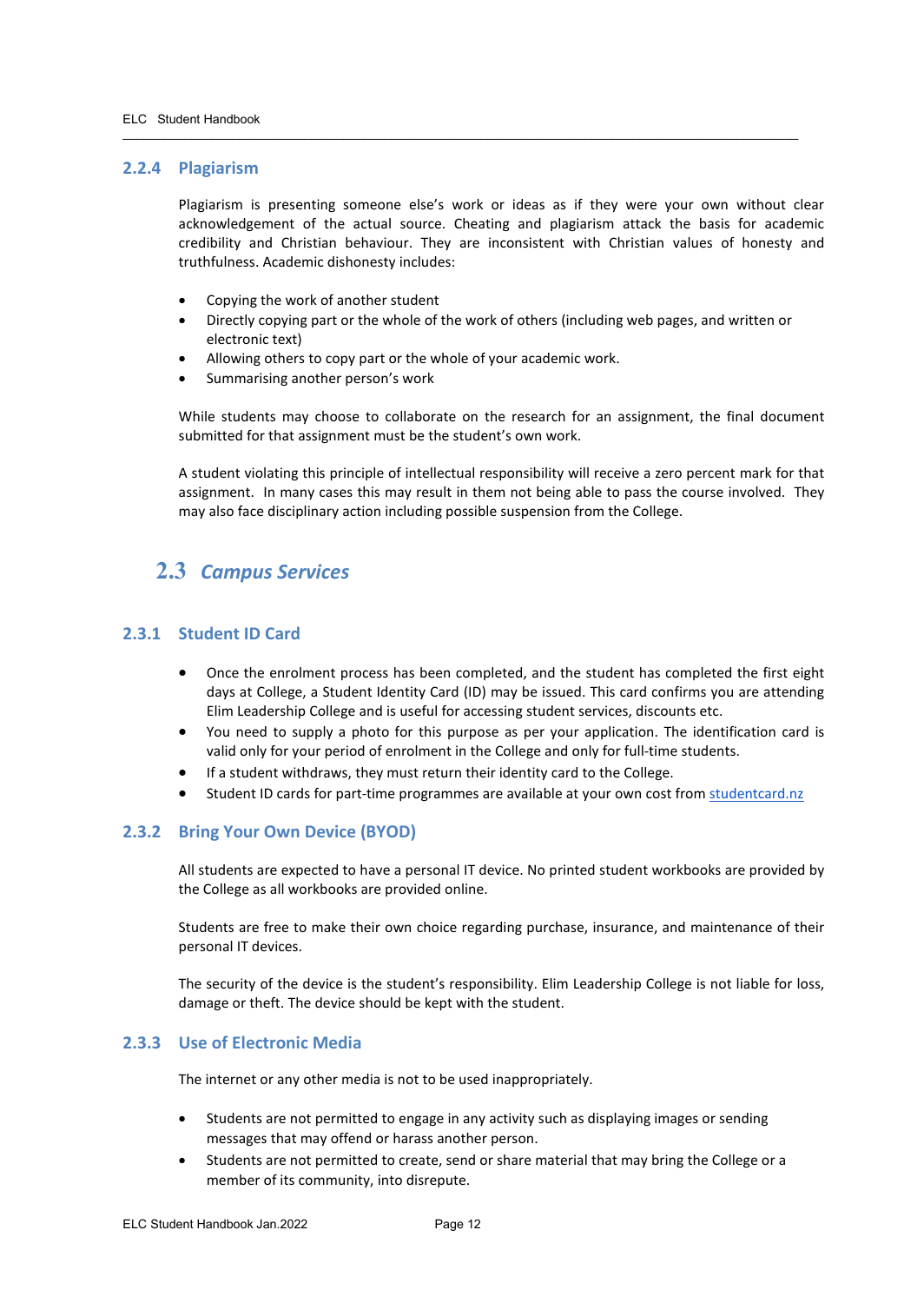### 2.2.4 Plagiarism

Plagiarism is presenting someone else's work or ideas as if they were your own without clear acknowledgement of the actual source. Cheating and plagiarism attack the basis for academic credibility and Christian behaviour. They are inconsistent with Christian values of honesty and truthfulness. Academic dishonesty includes:

- Copying the work of another student
- Directly copying part or the whole of the work of others (including web pages, and written or electronic text)
- Allowing others to copy part or the whole of your academic work.
- Summarising another person's work

While students may choose to collaborate on the research for an assignment, the final document submitted for that assignment must be the student's own work.

A student violating this principle of intellectual responsibility will receive a zero percent mark for that assignment. In many cases this may result in them not being able to pass the course involved. They may also face disciplinary action including possible suspension from the College.

## 2.3 *Campus Services*

### 2.3.1 Student ID Card

- Once the enrolment process has been completed, and the student has completed the first eight days at College, a Student Identity Card (ID) may be issued. This card confirms you are attending Elim Leadership College and is useful for accessing student services, discounts etc.
- You need to supply a photo for this purpose as per your application. The identification card is valid only for your period of enrolment in the College and only for full-time students.
- If a student withdraws, they must return their identity card to the College.
- Student ID cards for part-time programmes are available at your own cost from [studentcard.nz](studentcard.nz)

### 2.3.2 Bring Your Own Device (BYOD)

All students are expected to have a personal IT device. No printed student workbooks are provided by the College as all workbooks are provided online.

Students are free to make their own choice regarding purchase, insurance, and maintenance of their personal IT devices.

The security of the device is the student's responsibility. Elim Leadership College is not liable for loss, damage or theft. The device should be kept with the student.

### 2.3.3 Use of Electronic Media

The internet or any other media is not to be used inappropriately.

- Students are not permitted to engage in any activity such as displaying images or sending messages that may offend or harass another person.
- Students are not permitted to create, send or share material that may bring the College or a member of its community, into disrepute.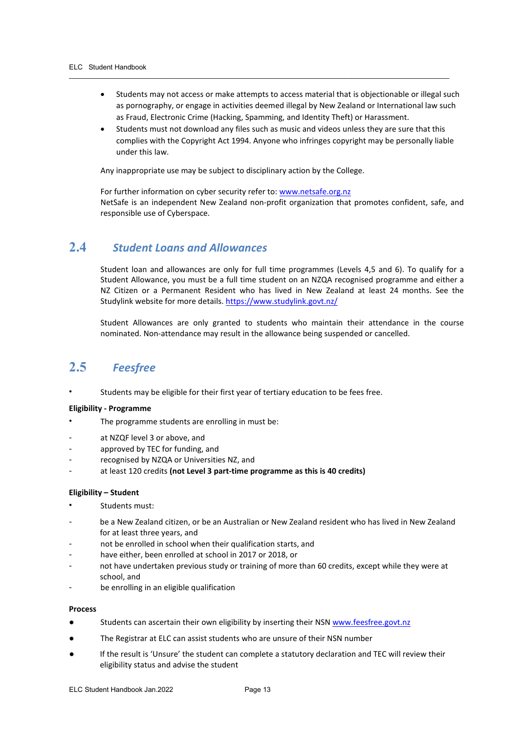- Students may not access or make attempts to access material that is objectionable or illegal such as pornography, or engage in activities deemed illegal by New Zealand or International law such as Fraud, Electronic Crime (Hacking, Spamming, and Identity Theft) or Harassment.
- Students must not download any files such as music and videos unless they are sure that this complies with the Copyright Act 1994. Anyone who infringes copyright may be personally liable under this law.

Any inappropriate use may be subject to disciplinary action by the College.

For further information on cyber security refer to: [www.netsafe.org.nz](www.netsafe.org.nz)
NetSafe is an independent New Zealand non-profit organization that promotes confident, safe, and responsible use of Cyberspace.

## 2.4 *Student Loans and Allowances*

Student loan and allowances are only for full time programmes (Levels 4,5 and 6). To qualify for a Student Allowance, you must be a full time student on an NZQA recognised programme and either a NZ Citizen or a Permanent Resident who has lived in New Zealand at least 24 months. See the Studylink website for more details. [https://www.studylink.govt.nz/](https://www.studylink.govt.nz/)

Student Allowances are only granted to students who maintain their attendance in the course nominated. Non-attendance may result in the allowance being suspended or cancelled.

## 2.5 *Feesfree*

- Students may be eligible for their first year of tertiary education to be fees free.

**Eligibility - Programme**

- The programme students are enrolling in must be:
  - at NZQF level 3 or above, and
  - approved by TEC for funding, and
  - recognised by NZQA or Universities NZ, and
  - at least 120 credits **(not Level 3 part-time programme as this is 40 credits)**

**Eligibility – Student**

- Students must:
  - be a New Zealand citizen, or be an Australian or New Zealand resident who has lived in New Zealand for at least three years, and
  - not be enrolled in school when their qualification starts, and
  - have either, been enrolled at school in 2017 or 2018, or
  - not have undertaken previous study or training of more than 60 credits, except while they were at school, and
  - be enrolling in an eligible qualification

**Process**

- Students can ascertain their own eligibility by inserting their NSN [www.feesfree.govt.nz](www.feesfree.govt.nz)
- The Registrar at ELC can assist students who are unsure of their NSN number
- If the result is 'Unsure' the student can complete a statutory declaration and TEC will review their eligibility status and advise the student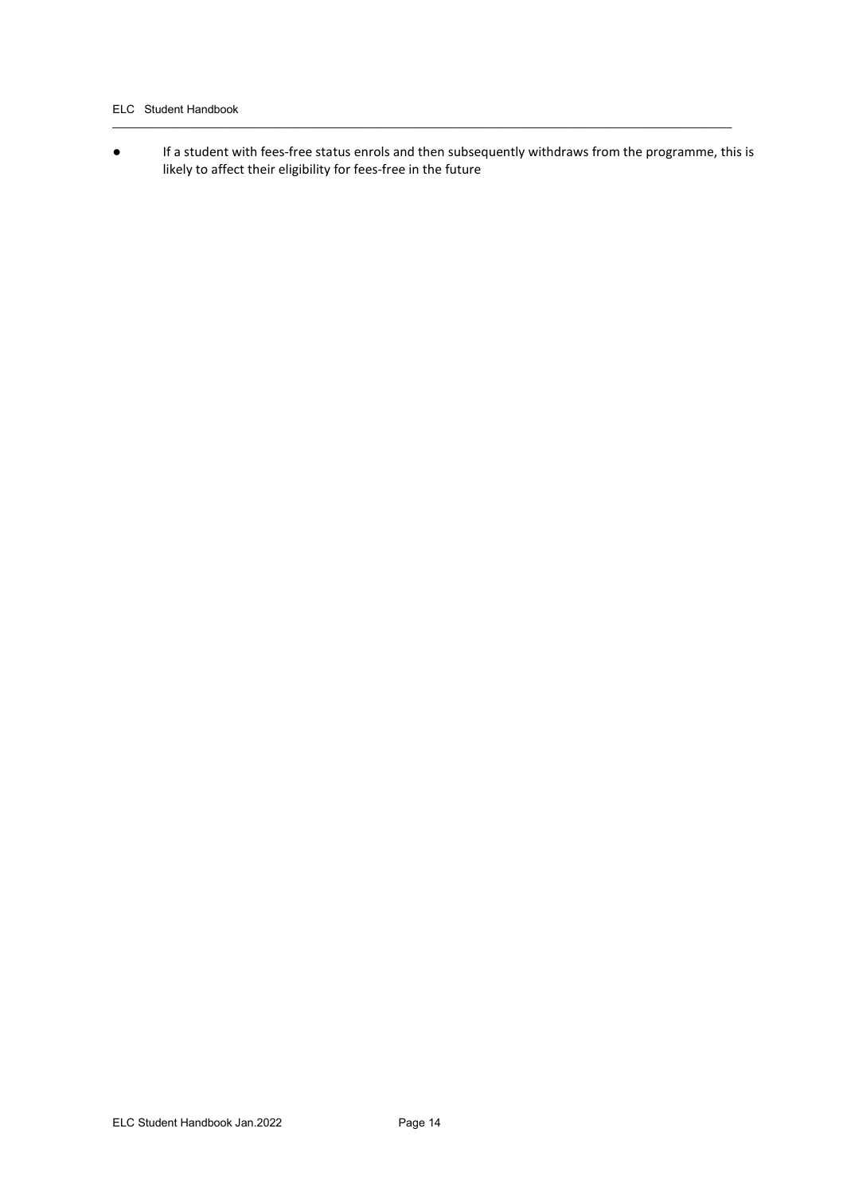- If a student with fees-free status enrols and then subsequently withdraws from the programme, this is likely to affect their eligibility for fees-free in the future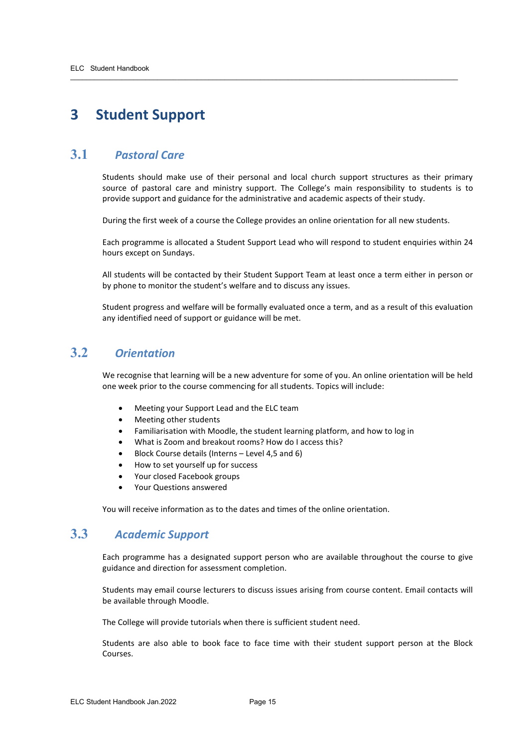# 3 Student Support

## 3.1 *Pastoral Care*

Students should make use of their personal and local church support structures as their primary source of pastoral care and ministry support. The College's main responsibility to students is to provide support and guidance for the administrative and academic aspects of their study.

During the first week of a course the College provides an online orientation for all new students.

Each programme is allocated a Student Support Lead who will respond to student enquiries within 24 hours except on Sundays.

All students will be contacted by their Student Support Team at least once a term either in person or by phone to monitor the student's welfare and to discuss any issues.

Student progress and welfare will be formally evaluated once a term, and as a result of this evaluation any identified need of support or guidance will be met.

## 3.2 *Orientation*

We recognise that learning will be a new adventure for some of you. An online orientation will be held one week prior to the course commencing for all students. Topics will include:

- Meeting your Support Lead and the ELC team
- Meeting other students
- Familiarisation with Moodle, the student learning platform, and how to log in
- What is Zoom and breakout rooms? How do I access this?
- Block Course details (Interns – Level 4,5 and 6)
- How to set yourself up for success
- Your closed Facebook groups
- Your Questions answered

You will receive information as to the dates and times of the online orientation.

## 3.3 *Academic Support*

Each programme has a designated support person who are available throughout the course to give guidance and direction for assessment completion.

Students may email course lecturers to discuss issues arising from course content. Email contacts will be available through Moodle.

The College will provide tutorials when there is sufficient student need.

Students are also able to book face to face time with their student support person at the Block Courses.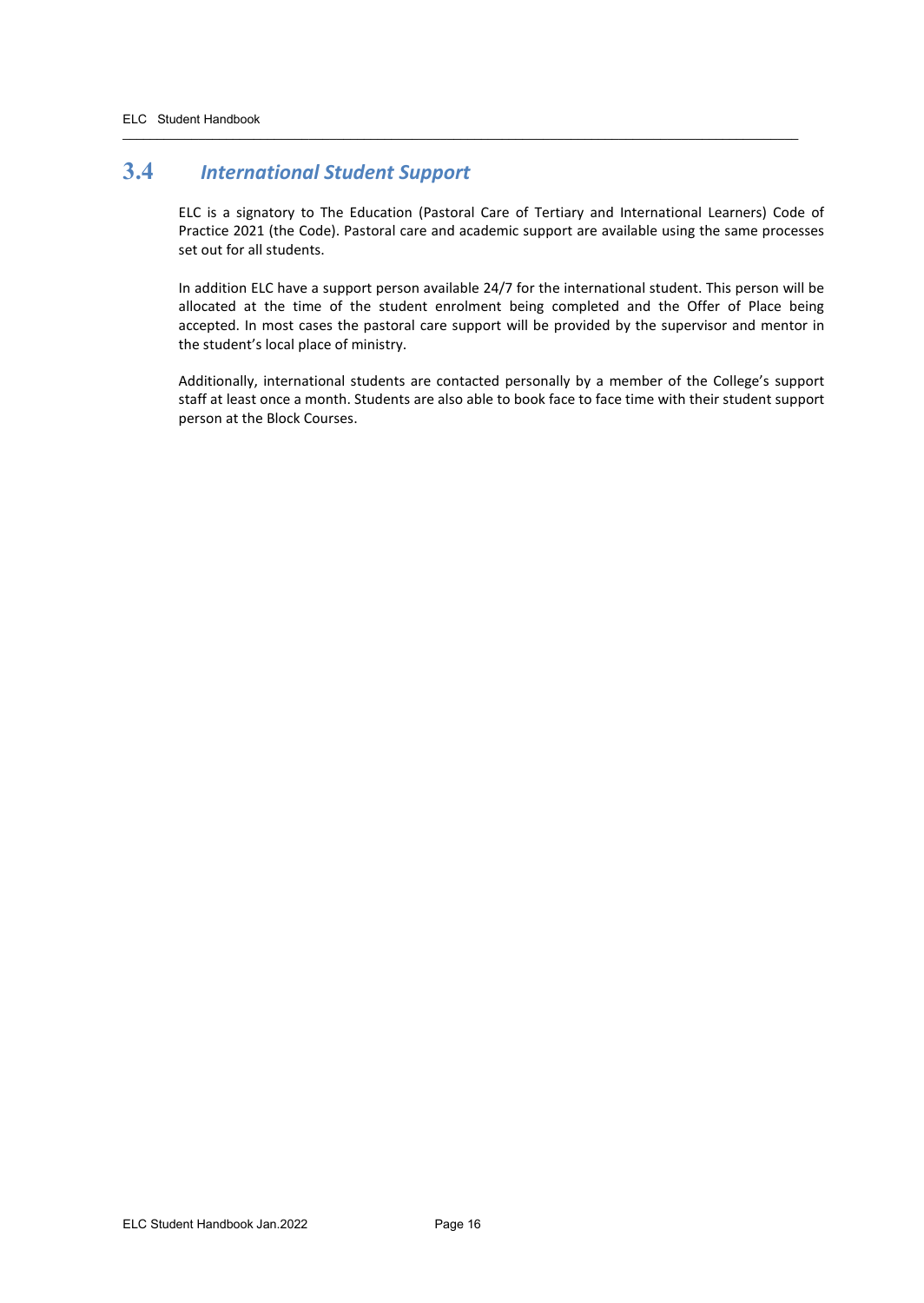## 3.4 *International Student Support*

ELC is a signatory to The Education (Pastoral Care of Tertiary and International Learners) Code of Practice 2021 (the Code). Pastoral care and academic support are available using the same processes set out for all students.

In addition ELC have a support person available 24/7 for the international student. This person will be allocated at the time of the student enrolment being completed and the Offer of Place being accepted. In most cases the pastoral care support will be provided by the supervisor and mentor in the student's local place of ministry.

Additionally, international students are contacted personally by a member of the College's support staff at least once a month. Students are also able to book face to face time with their student support person at the Block Courses.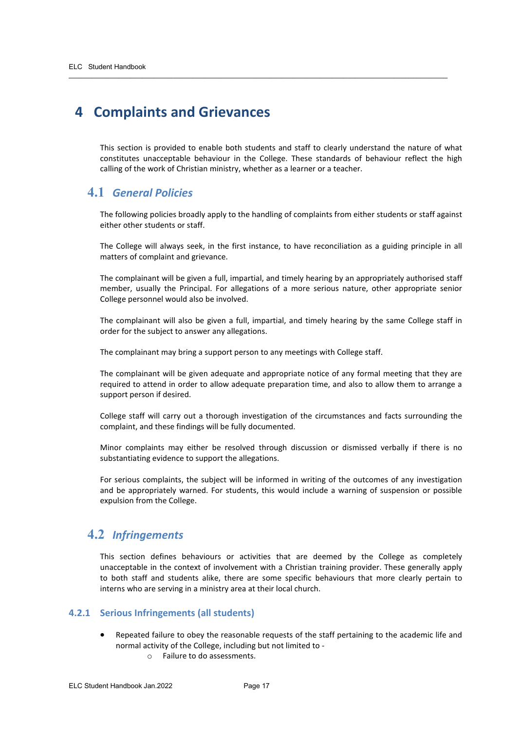# 4 Complaints and Grievances

This section is provided to enable both students and staff to clearly understand the nature of what constitutes unacceptable behaviour in the College. These standards of behaviour reflect the high calling of the work of Christian ministry, whether as a learner or a teacher.

## 4.1 *General Policies*

The following policies broadly apply to the handling of complaints from either students or staff against either other students or staff.

The College will always seek, in the first instance, to have reconciliation as a guiding principle in all matters of complaint and grievance.

The complainant will be given a full, impartial, and timely hearing by an appropriately authorised staff member, usually the Principal. For allegations of a more serious nature, other appropriate senior College personnel would also be involved.

The complainant will also be given a full, impartial, and timely hearing by the same College staff in order for the subject to answer any allegations.

The complainant may bring a support person to any meetings with College staff.

The complainant will be given adequate and appropriate notice of any formal meeting that they are required to attend in order to allow adequate preparation time, and also to allow them to arrange a support person if desired.

College staff will carry out a thorough investigation of the circumstances and facts surrounding the complaint, and these findings will be fully documented.

Minor complaints may either be resolved through discussion or dismissed verbally if there is no substantiating evidence to support the allegations.

For serious complaints, the subject will be informed in writing of the outcomes of any investigation and be appropriately warned. For students, this would include a warning of suspension or possible expulsion from the College.

## 4.2 *Infringements*

This section defines behaviours or activities that are deemed by the College as completely unacceptable in the context of involvement with a Christian training provider. These generally apply to both staff and students alike, there are some specific behaviours that more clearly pertain to interns who are serving in a ministry area at their local church.

### 4.2.1 Serious Infringements (all students)

- Repeated failure to obey the reasonable requests of the staff pertaining to the academic life and normal activity of the College, including but not limited to -
  - Failure to do assessments.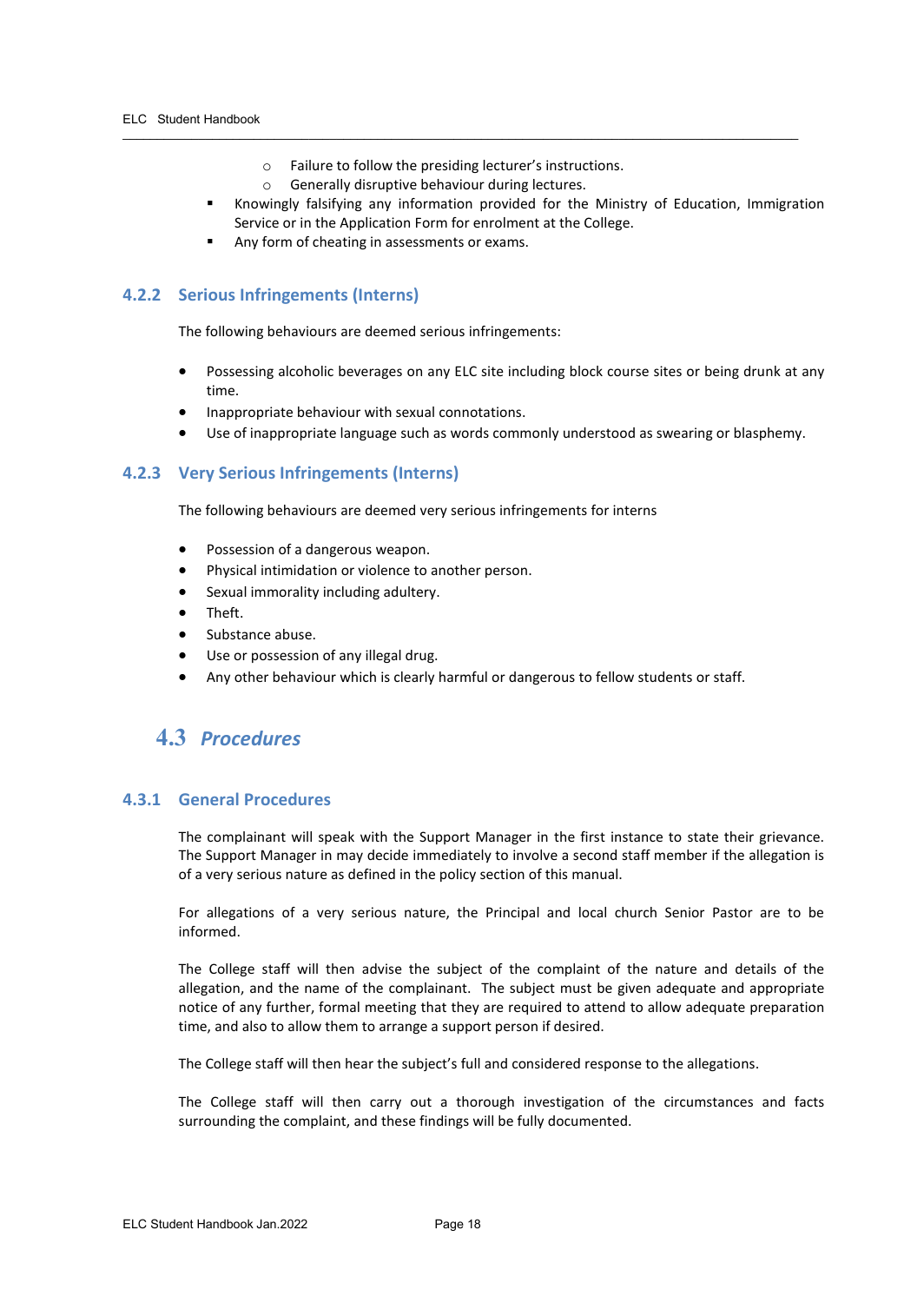- Failure to follow the presiding lecturer's instructions.
  - Generally disruptive behaviour during lectures.
- Knowingly falsifying any information provided for the Ministry of Education, Immigration Service or in the Application Form for enrolment at the College.
- Any form of cheating in assessments or exams.

### 4.2.2 Serious Infringements (Interns)

The following behaviours are deemed serious infringements:

- Possessing alcoholic beverages on any ELC site including block course sites or being drunk at any time.
- Inappropriate behaviour with sexual connotations.
- Use of inappropriate language such as words commonly understood as swearing or blasphemy.

### 4.2.3 Very Serious Infringements (Interns)

The following behaviours are deemed very serious infringements for interns

- Possession of a dangerous weapon.
- Physical intimidation or violence to another person.
- Sexual immorality including adultery.
- Theft.
- Substance abuse.
- Use or possession of any illegal drug.
- Any other behaviour which is clearly harmful or dangerous to fellow students or staff.

## 4.3 *Procedures*

### 4.3.1 General Procedures

The complainant will speak with the Support Manager in the first instance to state their grievance. The Support Manager in may decide immediately to involve a second staff member if the allegation is of a very serious nature as defined in the policy section of this manual.

For allegations of a very serious nature, the Principal and local church Senior Pastor are to be informed.

The College staff will then advise the subject of the complaint of the nature and details of the allegation, and the name of the complainant. The subject must be given adequate and appropriate notice of any further, formal meeting that they are required to attend to allow adequate preparation time, and also to allow them to arrange a support person if desired.

The College staff will then hear the subject's full and considered response to the allegations.

The College staff will then carry out a thorough investigation of the circumstances and facts surrounding the complaint, and these findings will be fully documented.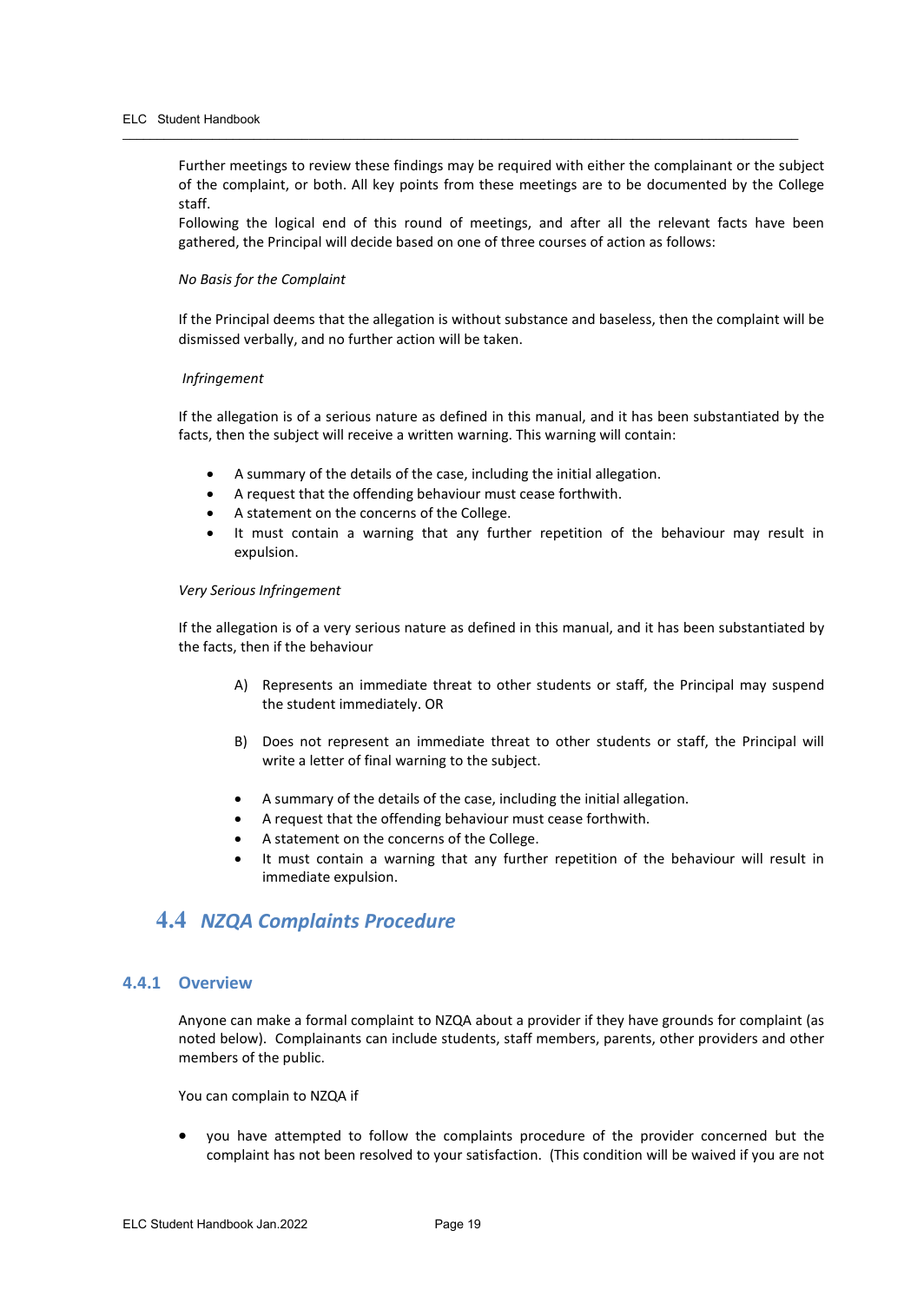Further meetings to review these findings may be required with either the complainant or the subject of the complaint, or both. All key points from these meetings are to be documented by the College staff.

Following the logical end of this round of meetings, and after all the relevant facts have been gathered, the Principal will decide based on one of three courses of action as follows:

*No Basis for the Complaint*

If the Principal deems that the allegation is without substance and baseless, then the complaint will be dismissed verbally, and no further action will be taken.

*Infringement*

If the allegation is of a serious nature as defined in this manual, and it has been substantiated by the facts, then the subject will receive a written warning. This warning will contain:

- A summary of the details of the case, including the initial allegation.
- A request that the offending behaviour must cease forthwith.
- A statement on the concerns of the College.
- It must contain a warning that any further repetition of the behaviour may result in expulsion.

*Very Serious Infringement*

If the allegation is of a very serious nature as defined in this manual, and it has been substantiated by the facts, then if the behaviour

A) Represents an immediate threat to other students or staff, the Principal may suspend the student immediately. OR

B) Does not represent an immediate threat to other students or staff, the Principal will write a letter of final warning to the subject.

- A summary of the details of the case, including the initial allegation.
- A request that the offending behaviour must cease forthwith.
- A statement on the concerns of the College.
- It must contain a warning that any further repetition of the behaviour will result in immediate expulsion.

## 4.4 *NZQA Complaints Procedure*

### 4.4.1 Overview

Anyone can make a formal complaint to NZQA about a provider if they have grounds for complaint (as noted below). Complainants can include students, staff members, parents, other providers and other members of the public.

You can complain to NZQA if

- you have attempted to follow the complaints procedure of the provider concerned but the complaint has not been resolved to your satisfaction. (This condition will be waived if you are not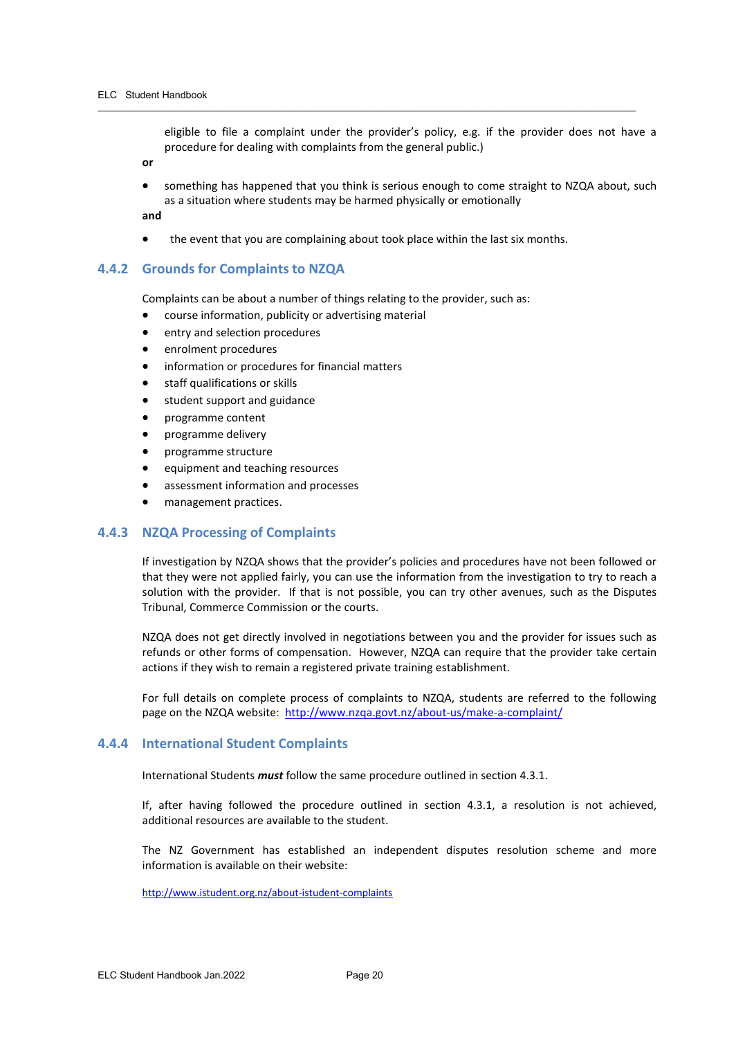eligible to file a complaint under the provider's policy, e.g. if the provider does not have a procedure for dealing with complaints from the general public.)

**or**

- something has happened that you think is serious enough to come straight to NZQA about, such as a situation where students may be harmed physically or emotionally

**and**

- the event that you are complaining about took place within the last six months.

### 4.4.2 Grounds for Complaints to NZQA

Complaints can be about a number of things relating to the provider, such as:

- course information, publicity or advertising material
- entry and selection procedures
- enrolment procedures
- information or procedures for financial matters
- staff qualifications or skills
- student support and guidance
- programme content
- programme delivery
- programme structure
- equipment and teaching resources
- assessment information and processes
- management practices.

### 4.4.3 NZQA Processing of Complaints

If investigation by NZQA shows that the provider's policies and procedures have not been followed or that they were not applied fairly, you can use the information from the investigation to try to reach a solution with the provider. If that is not possible, you can try other avenues, such as the Disputes Tribunal, Commerce Commission or the courts.

NZQA does not get directly involved in negotiations between you and the provider for issues such as refunds or other forms of compensation. However, NZQA can require that the provider take certain actions if they wish to remain a registered private training establishment.

For full details on complete process of complaints to NZQA, students are referred to the following page on the NZQA website: http://www.nzqa.govt.nz/about-us/make-a-complaint/

### 4.4.4 International Student Complaints

International Students ***must*** follow the same procedure outlined in section 4.3.1.

If, after having followed the procedure outlined in section 4.3.1, a resolution is not achieved, additional resources are available to the student.

The NZ Government has established an independent disputes resolution scheme and more information is available on their website:

http://www.istudent.org.nz/about-istudent-complaints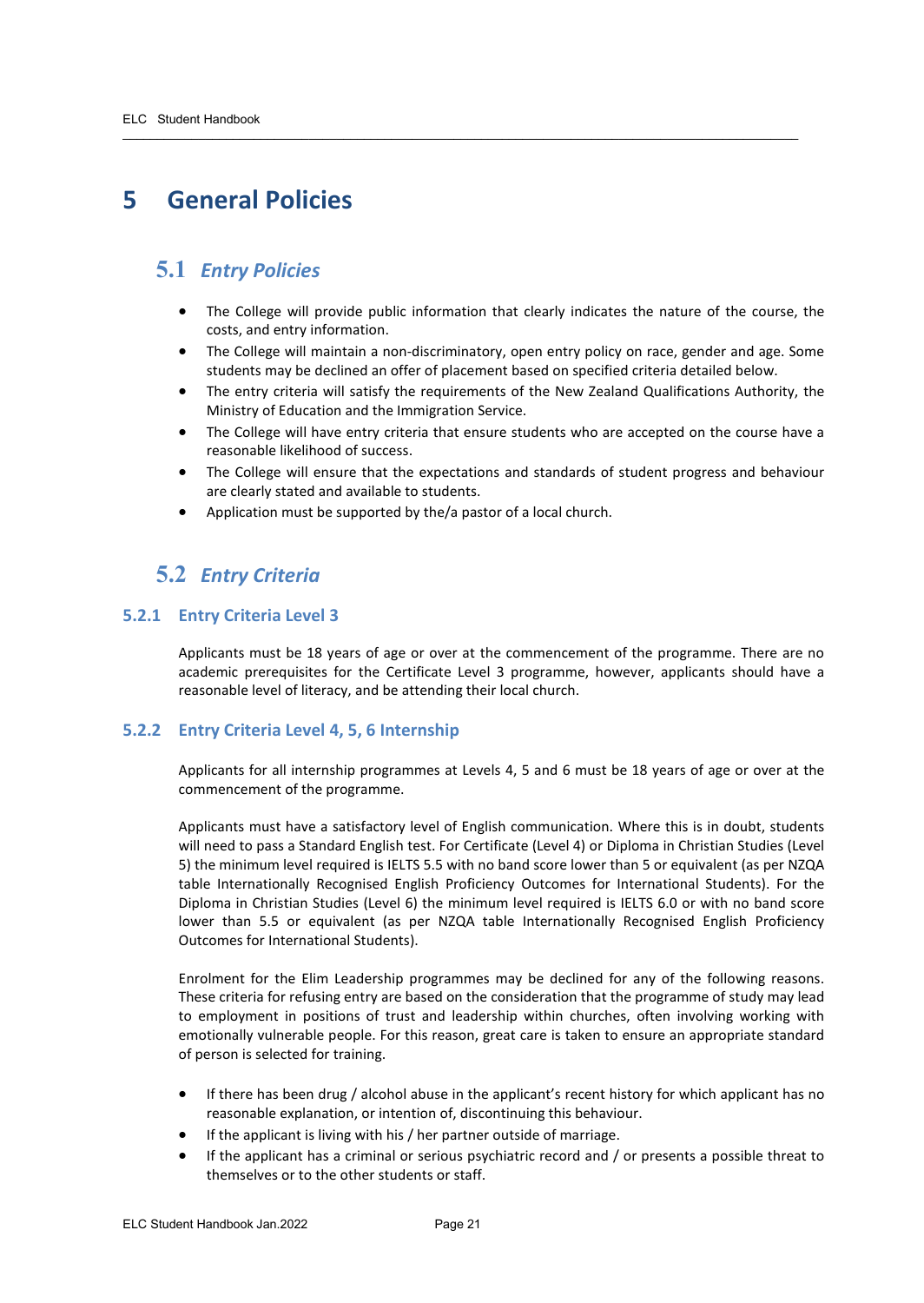# 5 General Policies

## 5.1 Entry Policies

- The College will provide public information that clearly indicates the nature of the course, the costs, and entry information.
- The College will maintain a non-discriminatory, open entry policy on race, gender and age. Some students may be declined an offer of placement based on specified criteria detailed below.
- The entry criteria will satisfy the requirements of the New Zealand Qualifications Authority, the Ministry of Education and the Immigration Service.
- The College will have entry criteria that ensure students who are accepted on the course have a reasonable likelihood of success.
- The College will ensure that the expectations and standards of student progress and behaviour are clearly stated and available to students.
- Application must be supported by the/a pastor of a local church.

## 5.2 Entry Criteria

### 5.2.1 Entry Criteria Level 3

Applicants must be 18 years of age or over at the commencement of the programme. There are no academic prerequisites for the Certificate Level 3 programme, however, applicants should have a reasonable level of literacy, and be attending their local church.

### 5.2.2 Entry Criteria Level 4, 5, 6 Internship

Applicants for all internship programmes at Levels 4, 5 and 6 must be 18 years of age or over at the commencement of the programme.

Applicants must have a satisfactory level of English communication. Where this is in doubt, students will need to pass a Standard English test. For Certificate (Level 4) or Diploma in Christian Studies (Level 5) the minimum level required is IELTS 5.5 with no band score lower than 5 or equivalent (as per NZQA table Internationally Recognised English Proficiency Outcomes for International Students). For the Diploma in Christian Studies (Level 6) the minimum level required is IELTS 6.0 or with no band score lower than 5.5 or equivalent (as per NZQA table Internationally Recognised English Proficiency Outcomes for International Students).

Enrolment for the Elim Leadership programmes may be declined for any of the following reasons. These criteria for refusing entry are based on the consideration that the programme of study may lead to employment in positions of trust and leadership within churches, often involving working with emotionally vulnerable people. For this reason, great care is taken to ensure an appropriate standard of person is selected for training.

- If there has been drug / alcohol abuse in the applicant's recent history for which applicant has no reasonable explanation, or intention of, discontinuing this behaviour.
- If the applicant is living with his / her partner outside of marriage.
- If the applicant has a criminal or serious psychiatric record and / or presents a possible threat to themselves or to the other students or staff.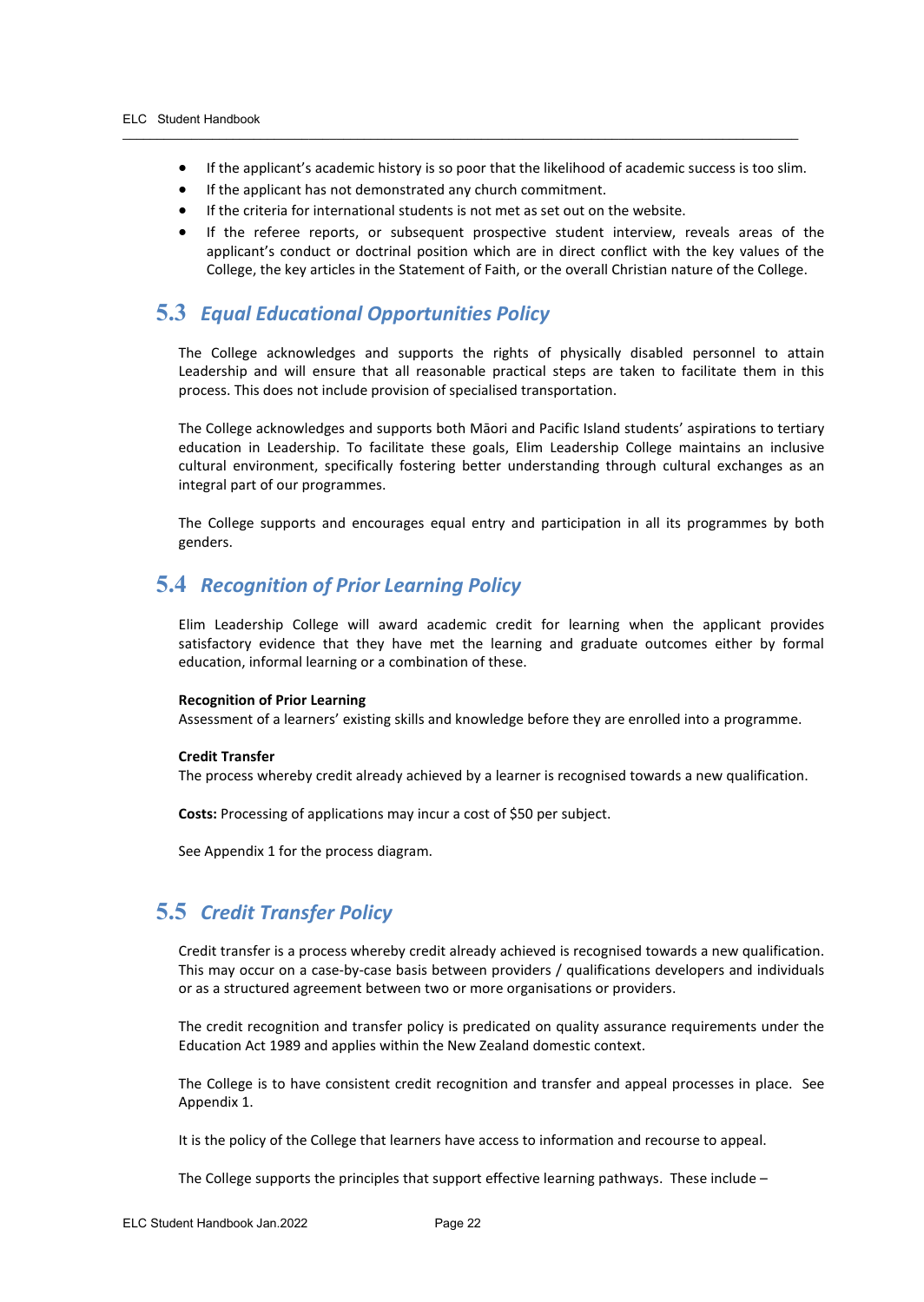- If the applicant's academic history is so poor that the likelihood of academic success is too slim.
- If the applicant has not demonstrated any church commitment.
- If the criteria for international students is not met as set out on the website.
- If the referee reports, or subsequent prospective student interview, reveals areas of the applicant's conduct or doctrinal position which are in direct conflict with the key values of the College, the key articles in the Statement of Faith, or the overall Christian nature of the College.

## 5.3 *Equal Educational Opportunities Policy*

The College acknowledges and supports the rights of physically disabled personnel to attain Leadership and will ensure that all reasonable practical steps are taken to facilitate them in this process. This does not include provision of specialised transportation.

The College acknowledges and supports both Māori and Pacific Island students' aspirations to tertiary education in Leadership. To facilitate these goals, Elim Leadership College maintains an inclusive cultural environment, specifically fostering better understanding through cultural exchanges as an integral part of our programmes.

The College supports and encourages equal entry and participation in all its programmes by both genders.

## 5.4 *Recognition of Prior Learning Policy*

Elim Leadership College will award academic credit for learning when the applicant provides satisfactory evidence that they have met the learning and graduate outcomes either by formal education, informal learning or a combination of these.

**Recognition of Prior Learning**
Assessment of a learners' existing skills and knowledge before they are enrolled into a programme.

**Credit Transfer**
The process whereby credit already achieved by a learner is recognised towards a new qualification.

**Costs:** Processing of applications may incur a cost of $50 per subject.

See Appendix 1 for the process diagram.

## 5.5 *Credit Transfer Policy*

Credit transfer is a process whereby credit already achieved is recognised towards a new qualification. This may occur on a case-by-case basis between providers / qualifications developers and individuals or as a structured agreement between two or more organisations or providers.

The credit recognition and transfer policy is predicated on quality assurance requirements under the Education Act 1989 and applies within the New Zealand domestic context.

The College is to have consistent credit recognition and transfer and appeal processes in place. See Appendix 1.

It is the policy of the College that learners have access to information and recourse to appeal.

The College supports the principles that support effective learning pathways. These include –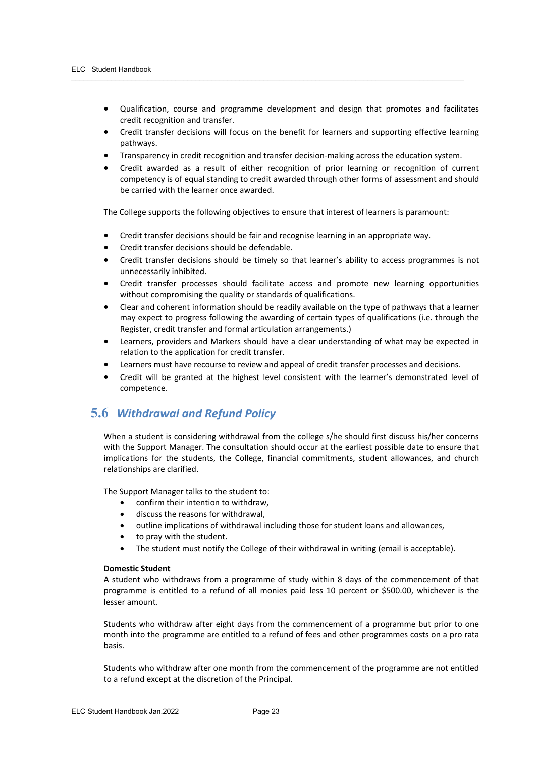- Qualification, course and programme development and design that promotes and facilitates credit recognition and transfer.
- Credit transfer decisions will focus on the benefit for learners and supporting effective learning pathways.
- Transparency in credit recognition and transfer decision-making across the education system.
- Credit awarded as a result of either recognition of prior learning or recognition of current competency is of equal standing to credit awarded through other forms of assessment and should be carried with the learner once awarded.

The College supports the following objectives to ensure that interest of learners is paramount:

- Credit transfer decisions should be fair and recognise learning in an appropriate way.
- Credit transfer decisions should be defendable.
- Credit transfer decisions should be timely so that learner's ability to access programmes is not unnecessarily inhibited.
- Credit transfer processes should facilitate access and promote new learning opportunities without compromising the quality or standards of qualifications.
- Clear and coherent information should be readily available on the type of pathways that a learner may expect to progress following the awarding of certain types of qualifications (i.e. through the Register, credit transfer and formal articulation arrangements.)
- Learners, providers and Markers should have a clear understanding of what may be expected in relation to the application for credit transfer.
- Learners must have recourse to review and appeal of credit transfer processes and decisions.
- Credit will be granted at the highest level consistent with the learner's demonstrated level of competence.

## 5.6 *Withdrawal and Refund Policy*

When a student is considering withdrawal from the college s/he should first discuss his/her concerns with the Support Manager. The consultation should occur at the earliest possible date to ensure that implications for the students, the College, financial commitments, student allowances, and church relationships are clarified.

The Support Manager talks to the student to:

- confirm their intention to withdraw,
- discuss the reasons for withdrawal,
- outline implications of withdrawal including those for student loans and allowances,
- to pray with the student.
- The student must notify the College of their withdrawal in writing (email is acceptable).

**Domestic Student**

A student who withdraws from a programme of study within 8 days of the commencement of that programme is entitled to a refund of all monies paid less 10 percent or $500.00, whichever is the lesser amount.

Students who withdraw after eight days from the commencement of a programme but prior to one month into the programme are entitled to a refund of fees and other programmes costs on a pro rata basis.

Students who withdraw after one month from the commencement of the programme are not entitled to a refund except at the discretion of the Principal.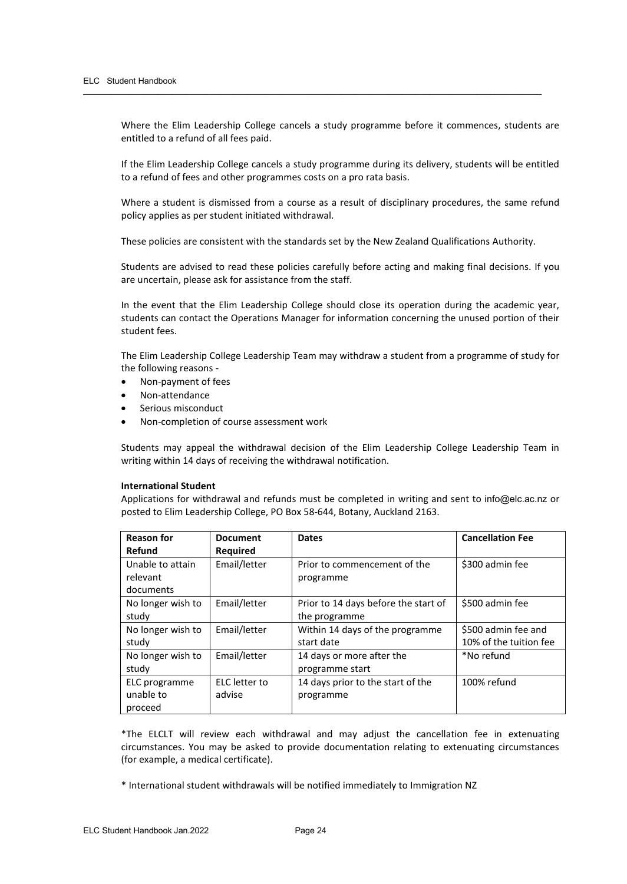Where the Elim Leadership College cancels a study programme before it commences, students are entitled to a refund of all fees paid.

If the Elim Leadership College cancels a study programme during its delivery, students will be entitled to a refund of fees and other programmes costs on a pro rata basis.

Where a student is dismissed from a course as a result of disciplinary procedures, the same refund policy applies as per student initiated withdrawal.

These policies are consistent with the standards set by the New Zealand Qualifications Authority.

Students are advised to read these policies carefully before acting and making final decisions. If you are uncertain, please ask for assistance from the staff.

In the event that the Elim Leadership College should close its operation during the academic year, students can contact the Operations Manager for information concerning the unused portion of their student fees.

The Elim Leadership College Leadership Team may withdraw a student from a programme of study for the following reasons -

- Non-payment of fees
- Non-attendance
- Serious misconduct
- Non-completion of course assessment work

Students may appeal the withdrawal decision of the Elim Leadership College Leadership Team in writing within 14 days of receiving the withdrawal notification.

**International Student**

Applications for withdrawal and refunds must be completed in writing and sent to info@elc.ac.nz or posted to Elim Leadership College, PO Box 58-644, Botany, Auckland 2163.

| Reason for Refund | Document Required | Dates | Cancellation Fee |
|---|---|---|---|
| Unable to attain relevant documents | Email/letter | Prior to commencement of the programme | $300 admin fee |
| No longer wish to study | Email/letter | Prior to 14 days before the start of the programme | $500 admin fee |
| No longer wish to study | Email/letter | Within 14 days of the programme start date | $500 admin fee and 10% of the tuition fee |
| No longer wish to study | Email/letter | 14 days or more after the programme start | *No refund |
| ELC programme unable to proceed | ELC letter to advise | 14 days prior to the start of the programme | 100% refund |

*The ELCLT will review each withdrawal and may adjust the cancellation fee in extenuating circumstances. You may be asked to provide documentation relating to extenuating circumstances (for example, a medical certificate).

* International student withdrawals will be notified immediately to Immigration NZ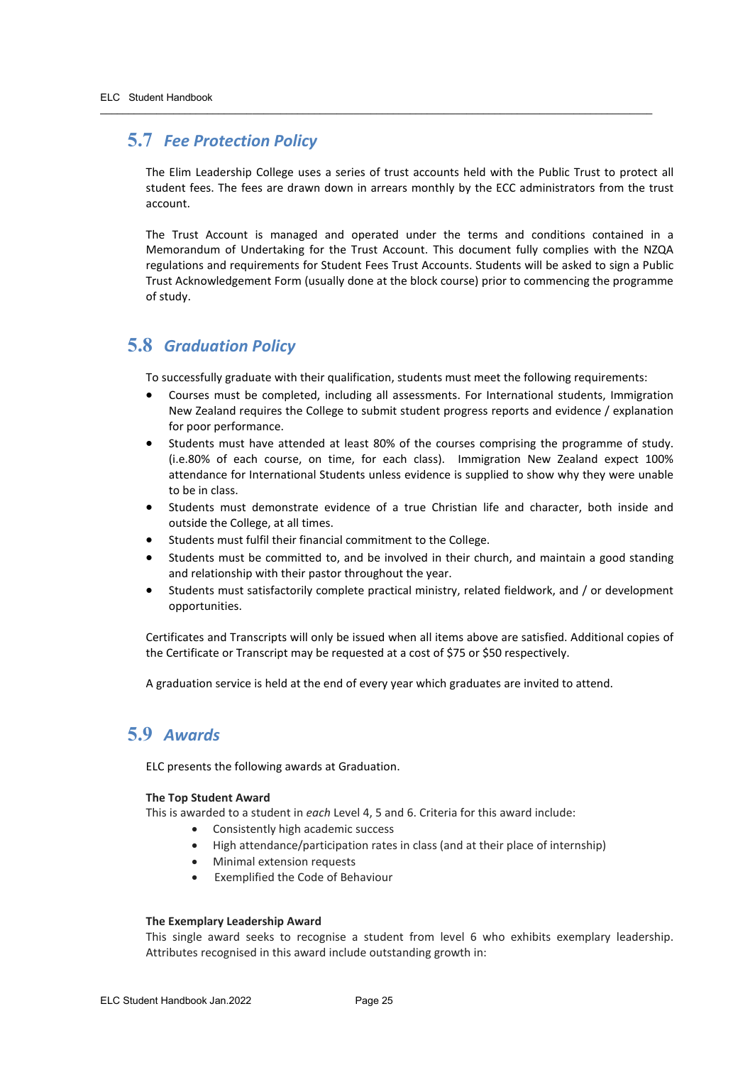## 5.7 *Fee Protection Policy*

The Elim Leadership College uses a series of trust accounts held with the Public Trust to protect all student fees. The fees are drawn down in arrears monthly by the ECC administrators from the trust account.

The Trust Account is managed and operated under the terms and conditions contained in a Memorandum of Undertaking for the Trust Account. This document fully complies with the NZQA regulations and requirements for Student Fees Trust Accounts. Students will be asked to sign a Public Trust Acknowledgement Form (usually done at the block course) prior to commencing the programme of study.

## 5.8 *Graduation Policy*

To successfully graduate with their qualification, students must meet the following requirements:

- Courses must be completed, including all assessments. For International students, Immigration New Zealand requires the College to submit student progress reports and evidence / explanation for poor performance.
- Students must have attended at least 80% of the courses comprising the programme of study. (i.e.80% of each course, on time, for each class). Immigration New Zealand expect 100% attendance for International Students unless evidence is supplied to show why they were unable to be in class.
- Students must demonstrate evidence of a true Christian life and character, both inside and outside the College, at all times.
- Students must fulfil their financial commitment to the College.
- Students must be committed to, and be involved in their church, and maintain a good standing and relationship with their pastor throughout the year.
- Students must satisfactorily complete practical ministry, related fieldwork, and / or development opportunities.

Certificates and Transcripts will only be issued when all items above are satisfied. Additional copies of the Certificate or Transcript may be requested at a cost of $75 or $50 respectively.

A graduation service is held at the end of every year which graduates are invited to attend.

## 5.9 *Awards*

ELC presents the following awards at Graduation.

**The Top Student Award**
This is awarded to a student in *each* Level 4, 5 and 6. Criteria for this award include:

- Consistently high academic success
- High attendance/participation rates in class (and at their place of internship)
- Minimal extension requests
- Exemplified the Code of Behaviour

**The Exemplary Leadership Award**
This single award seeks to recognise a student from level 6 who exhibits exemplary leadership. Attributes recognised in this award include outstanding growth in: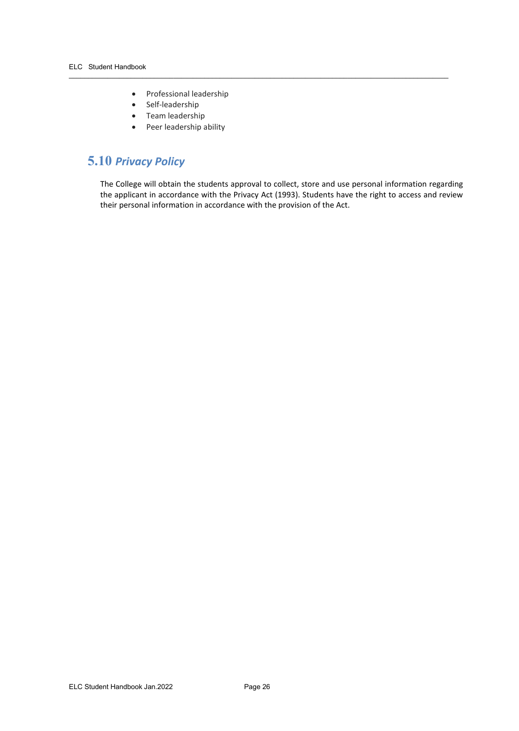- Professional leadership
- Self-leadership
- Team leadership
- Peer leadership ability

## 5.10 *Privacy Policy*

The College will obtain the students approval to collect, store and use personal information regarding the applicant in accordance with the Privacy Act (1993). Students have the right to access and review their personal information in accordance with the provision of the Act.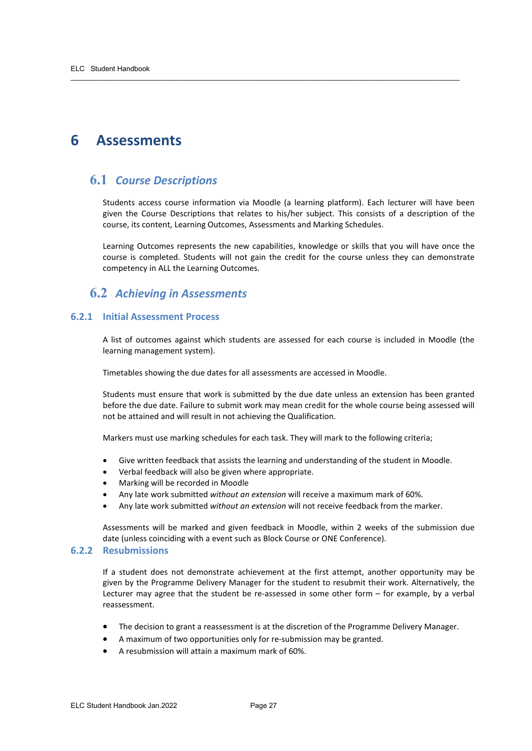# 6 Assessments

## 6.1 *Course Descriptions*

Students access course information via Moodle (a learning platform). Each lecturer will have been given the Course Descriptions that relates to his/her subject. This consists of a description of the course, its content, Learning Outcomes, Assessments and Marking Schedules.

Learning Outcomes represents the new capabilities, knowledge or skills that you will have once the course is completed. Students will not gain the credit for the course unless they can demonstrate competency in ALL the Learning Outcomes.

## 6.2 *Achieving in Assessments*

### 6.2.1 Initial Assessment Process

A list of outcomes against which students are assessed for each course is included in Moodle (the learning management system).

Timetables showing the due dates for all assessments are accessed in Moodle.

Students must ensure that work is submitted by the due date unless an extension has been granted before the due date. Failure to submit work may mean credit for the whole course being assessed will not be attained and will result in not achieving the Qualification.

Markers must use marking schedules for each task. They will mark to the following criteria;

- Give written feedback that assists the learning and understanding of the student in Moodle.
- Verbal feedback will also be given where appropriate.
- Marking will be recorded in Moodle
- Any late work submitted *without an extension* will receive a maximum mark of 60%.
- Any late work submitted *without an extension* will not receive feedback from the marker.

Assessments will be marked and given feedback in Moodle, within 2 weeks of the submission due date (unless coinciding with a event such as Block Course or ONE Conference).

### 6.2.2 Resubmissions

If a student does not demonstrate achievement at the first attempt, another opportunity may be given by the Programme Delivery Manager for the student to resubmit their work. Alternatively, the Lecturer may agree that the student be re-assessed in some other form – for example, by a verbal reassessment.

- The decision to grant a reassessment is at the discretion of the Programme Delivery Manager.
- A maximum of two opportunities only for re-submission may be granted.
- A resubmission will attain a maximum mark of 60%.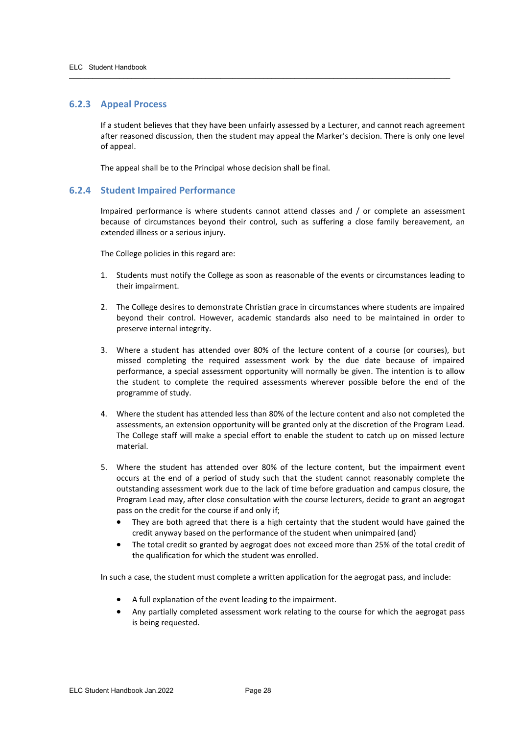### 6.2.3 Appeal Process

If a student believes that they have been unfairly assessed by a Lecturer, and cannot reach agreement after reasoned discussion, then the student may appeal the Marker's decision. There is only one level of appeal.

The appeal shall be to the Principal whose decision shall be final.

### 6.2.4 Student Impaired Performance

Impaired performance is where students cannot attend classes and / or complete an assessment because of circumstances beyond their control, such as suffering a close family bereavement, an extended illness or a serious injury.

The College policies in this regard are:

1. Students must notify the College as soon as reasonable of the events or circumstances leading to their impairment.

2. The College desires to demonstrate Christian grace in circumstances where students are impaired beyond their control. However, academic standards also need to be maintained in order to preserve internal integrity.

3. Where a student has attended over 80% of the lecture content of a course (or courses), but missed completing the required assessment work by the due date because of impaired performance, a special assessment opportunity will normally be given. The intention is to allow the student to complete the required assessments wherever possible before the end of the programme of study.

4. Where the student has attended less than 80% of the lecture content and also not completed the assessments, an extension opportunity will be granted only at the discretion of the Program Lead. The College staff will make a special effort to enable the student to catch up on missed lecture material.

5. Where the student has attended over 80% of the lecture content, but the impairment event occurs at the end of a period of study such that the student cannot reasonably complete the outstanding assessment work due to the lack of time before graduation and campus closure, the Program Lead may, after close consultation with the course lecturers, decide to grant an aegrogat pass on the credit for the course if and only if;
   - They are both agreed that there is a high certainty that the student would have gained the credit anyway based on the performance of the student when unimpaired (and)
   - The total credit so granted by aegrogat does not exceed more than 25% of the total credit of the qualification for which the student was enrolled.

In such a case, the student must complete a written application for the aegrogat pass, and include:

- A full explanation of the event leading to the impairment.
- Any partially completed assessment work relating to the course for which the aegrogat pass is being requested.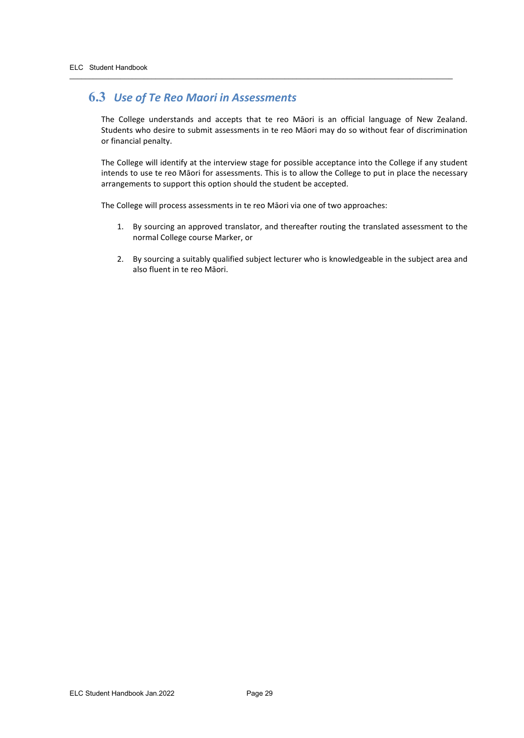## 6.3 *Use of Te Reo Maori in Assessments*

The College understands and accepts that te reo Māori is an official language of New Zealand. Students who desire to submit assessments in te reo Māori may do so without fear of discrimination or financial penalty.

The College will identify at the interview stage for possible acceptance into the College if any student intends to use te reo Māori for assessments. This is to allow the College to put in place the necessary arrangements to support this option should the student be accepted.

The College will process assessments in te reo Māori via one of two approaches:

1. By sourcing an approved translator, and thereafter routing the translated assessment to the normal College course Marker, or

2. By sourcing a suitably qualified subject lecturer who is knowledgeable in the subject area and also fluent in te reo Māori.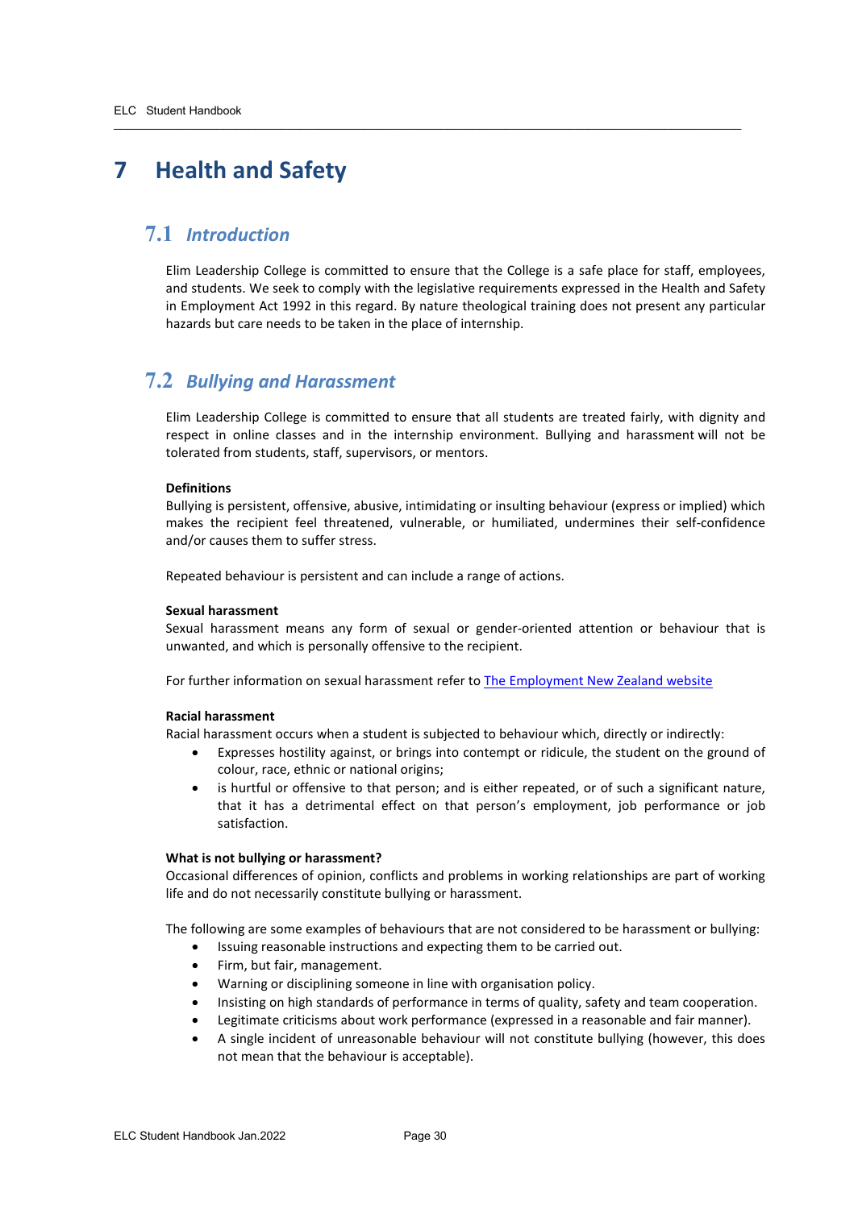# 7 Health and Safety

## 7.1 *Introduction*

Elim Leadership College is committed to ensure that the College is a safe place for staff, employees, and students. We seek to comply with the legislative requirements expressed in the Health and Safety in Employment Act 1992 in this regard. By nature theological training does not present any particular hazards but care needs to be taken in the place of internship.

## 7.2 *Bullying and Harassment*

Elim Leadership College is committed to ensure that all students are treated fairly, with dignity and respect in online classes and in the internship environment. Bullying and harassment will not be tolerated from students, staff, supervisors, or mentors.

**Definitions**
Bullying is persistent, offensive, abusive, intimidating or insulting behaviour (express or implied) which makes the recipient feel threatened, vulnerable, or humiliated, undermines their self-confidence and/or causes them to suffer stress.

Repeated behaviour is persistent and can include a range of actions.

**Sexual harassment**
Sexual harassment means any form of sexual or gender-oriented attention or behaviour that is unwanted, and which is personally offensive to the recipient.

For further information on sexual harassment refer to [The Employment New Zealand website]

**Racial harassment**
Racial harassment occurs when a student is subjected to behaviour which, directly or indirectly:

- Expresses hostility against, or brings into contempt or ridicule, the student on the ground of colour, race, ethnic or national origins;
- is hurtful or offensive to that person; and is either repeated, or of such a significant nature, that it has a detrimental effect on that person's employment, job performance or job satisfaction.

**What is not bullying or harassment?**
Occasional differences of opinion, conflicts and problems in working relationships are part of working life and do not necessarily constitute bullying or harassment.

The following are some examples of behaviours that are not considered to be harassment or bullying:

- Issuing reasonable instructions and expecting them to be carried out.
- Firm, but fair, management.
- Warning or disciplining someone in line with organisation policy.
- Insisting on high standards of performance in terms of quality, safety and team cooperation.
- Legitimate criticisms about work performance (expressed in a reasonable and fair manner).
- A single incident of unreasonable behaviour will not constitute bullying (however, this does not mean that the behaviour is acceptable).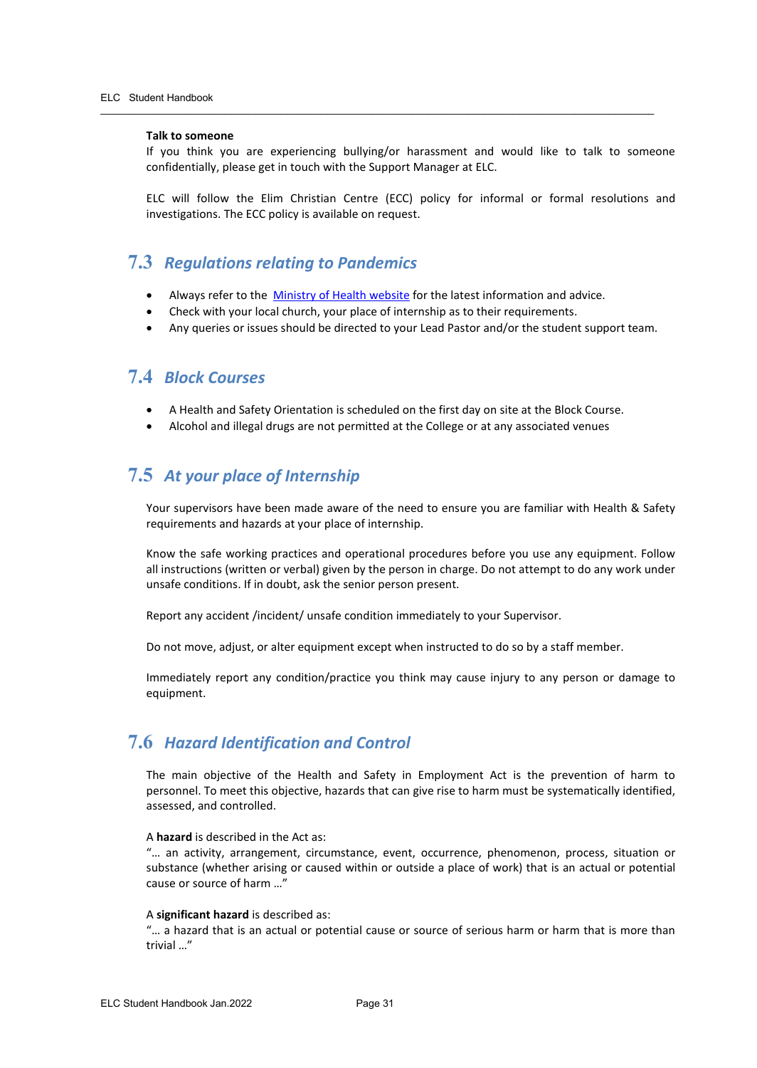**Talk to someone**

If you think you are experiencing bullying/or harassment and would like to talk to someone confidentially, please get in touch with the Support Manager at ELC.

ELC will follow the Elim Christian Centre (ECC) policy for informal or formal resolutions and investigations. The ECC policy is available on request.

## 7.3 *Regulations relating to Pandemics*

- Always refer to the [Ministry of Health website]() for the latest information and advice.
- Check with your local church, your place of internship as to their requirements.
- Any queries or issues should be directed to your Lead Pastor and/or the student support team.

## 7.4 *Block Courses*

- A Health and Safety Orientation is scheduled on the first day on site at the Block Course.
- Alcohol and illegal drugs are not permitted at the College or at any associated venues

## 7.5 *At your place of Internship*

Your supervisors have been made aware of the need to ensure you are familiar with Health & Safety requirements and hazards at your place of internship.

Know the safe working practices and operational procedures before you use any equipment. Follow all instructions (written or verbal) given by the person in charge. Do not attempt to do any work under unsafe conditions. If in doubt, ask the senior person present.

Report any accident /incident/ unsafe condition immediately to your Supervisor.

Do not move, adjust, or alter equipment except when instructed to do so by a staff member.

Immediately report any condition/practice you think may cause injury to any person or damage to equipment.

## 7.6 *Hazard Identification and Control*

The main objective of the Health and Safety in Employment Act is the prevention of harm to personnel. To meet this objective, hazards that can give rise to harm must be systematically identified, assessed, and controlled.

A **hazard** is described in the Act as:
"… an activity, arrangement, circumstance, event, occurrence, phenomenon, process, situation or substance (whether arising or caused within or outside a place of work) that is an actual or potential cause or source of harm …"

A **significant hazard** is described as:
"… a hazard that is an actual or potential cause or source of serious harm or harm that is more than trivial …"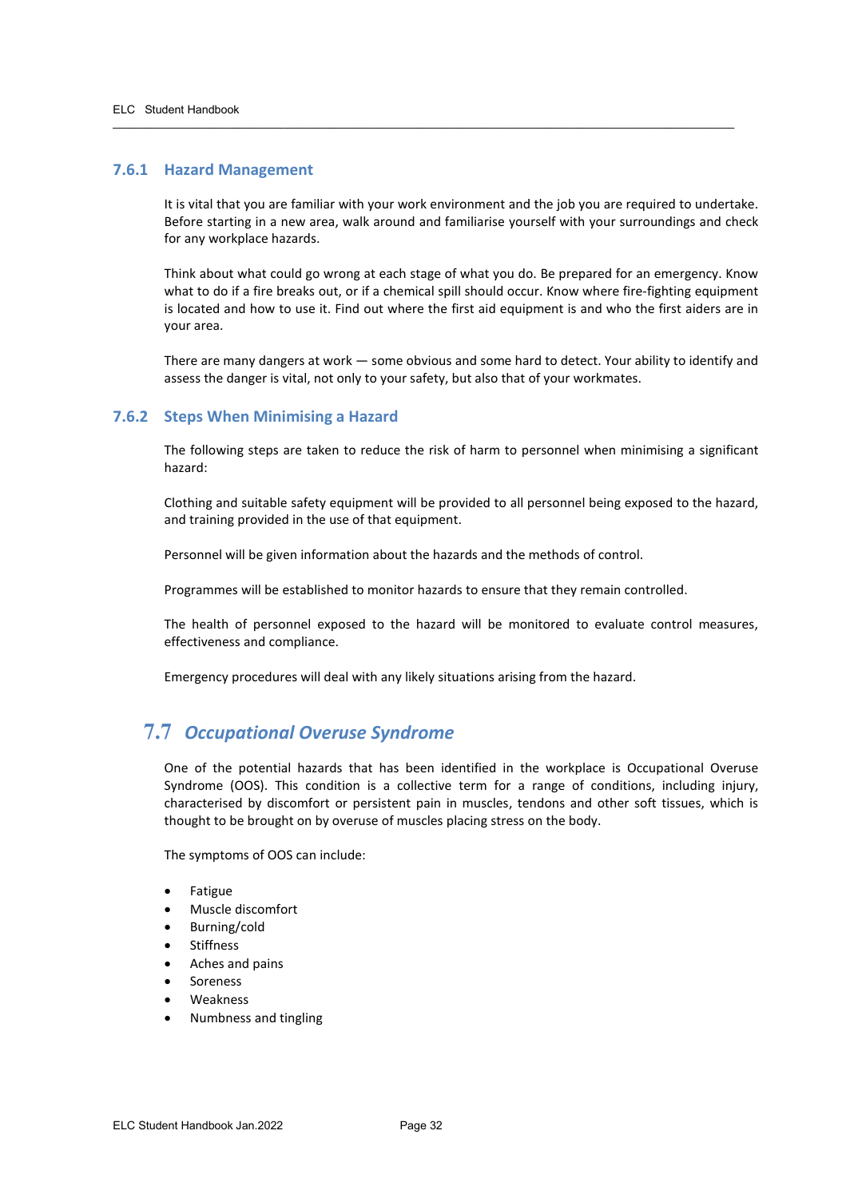### 7.6.1 Hazard Management

It is vital that you are familiar with your work environment and the job you are required to undertake. Before starting in a new area, walk around and familiarise yourself with your surroundings and check for any workplace hazards.

Think about what could go wrong at each stage of what you do. Be prepared for an emergency. Know what to do if a fire breaks out, or if a chemical spill should occur. Know where fire-fighting equipment is located and how to use it. Find out where the first aid equipment is and who the first aiders are in your area.

There are many dangers at work — some obvious and some hard to detect. Your ability to identify and assess the danger is vital, not only to your safety, but also that of your workmates.

### 7.6.2 Steps When Minimising a Hazard

The following steps are taken to reduce the risk of harm to personnel when minimising a significant hazard:

Clothing and suitable safety equipment will be provided to all personnel being exposed to the hazard, and training provided in the use of that equipment.

Personnel will be given information about the hazards and the methods of control.

Programmes will be established to monitor hazards to ensure that they remain controlled.

The health of personnel exposed to the hazard will be monitored to evaluate control measures, effectiveness and compliance.

Emergency procedures will deal with any likely situations arising from the hazard.

## 7.7 *Occupational Overuse Syndrome*

One of the potential hazards that has been identified in the workplace is Occupational Overuse Syndrome (OOS). This condition is a collective term for a range of conditions, including injury, characterised by discomfort or persistent pain in muscles, tendons and other soft tissues, which is thought to be brought on by overuse of muscles placing stress on the body.

The symptoms of OOS can include:

- Fatigue
- Muscle discomfort
- Burning/cold
- Stiffness
- Aches and pains
- Soreness
- Weakness
- Numbness and tingling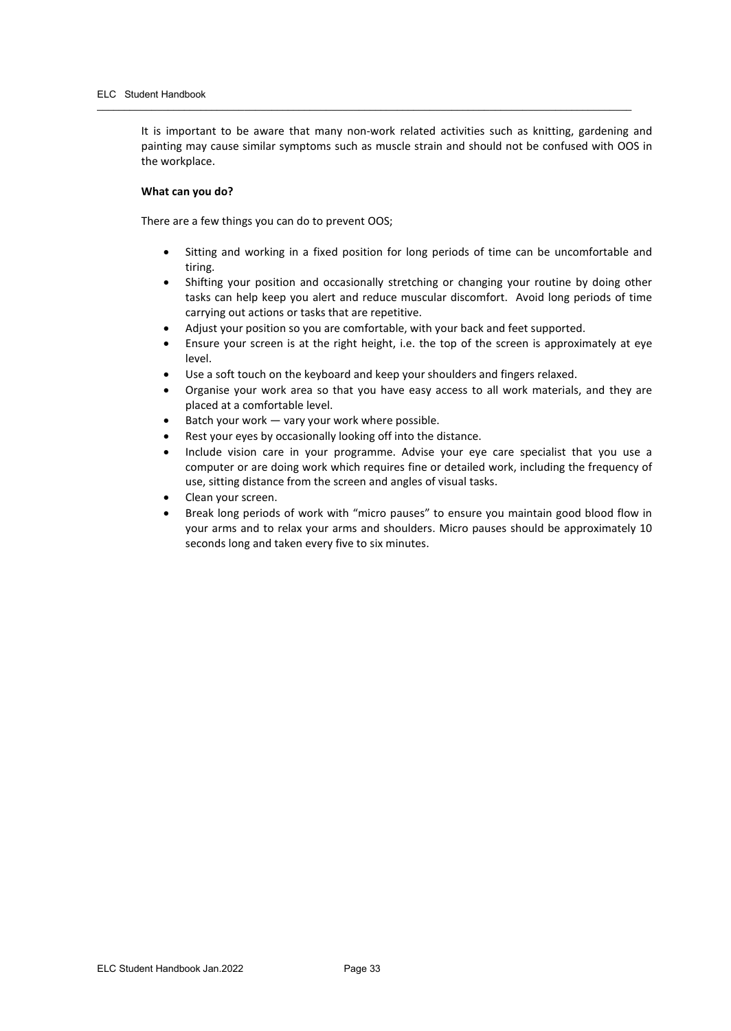It is important to be aware that many non-work related activities such as knitting, gardening and painting may cause similar symptoms such as muscle strain and should not be confused with OOS in the workplace.

**What can you do?**

There are a few things you can do to prevent OOS;

- Sitting and working in a fixed position for long periods of time can be uncomfortable and tiring.
- Shifting your position and occasionally stretching or changing your routine by doing other tasks can help keep you alert and reduce muscular discomfort. Avoid long periods of time carrying out actions or tasks that are repetitive.
- Adjust your position so you are comfortable, with your back and feet supported.
- Ensure your screen is at the right height, i.e. the top of the screen is approximately at eye level.
- Use a soft touch on the keyboard and keep your shoulders and fingers relaxed.
- Organise your work area so that you have easy access to all work materials, and they are placed at a comfortable level.
- Batch your work — vary your work where possible.
- Rest your eyes by occasionally looking off into the distance.
- Include vision care in your programme. Advise your eye care specialist that you use a computer or are doing work which requires fine or detailed work, including the frequency of use, sitting distance from the screen and angles of visual tasks.
- Clean your screen.
- Break long periods of work with "micro pauses" to ensure you maintain good blood flow in your arms and to relax your arms and shoulders. Micro pauses should be approximately 10 seconds long and taken every five to six minutes.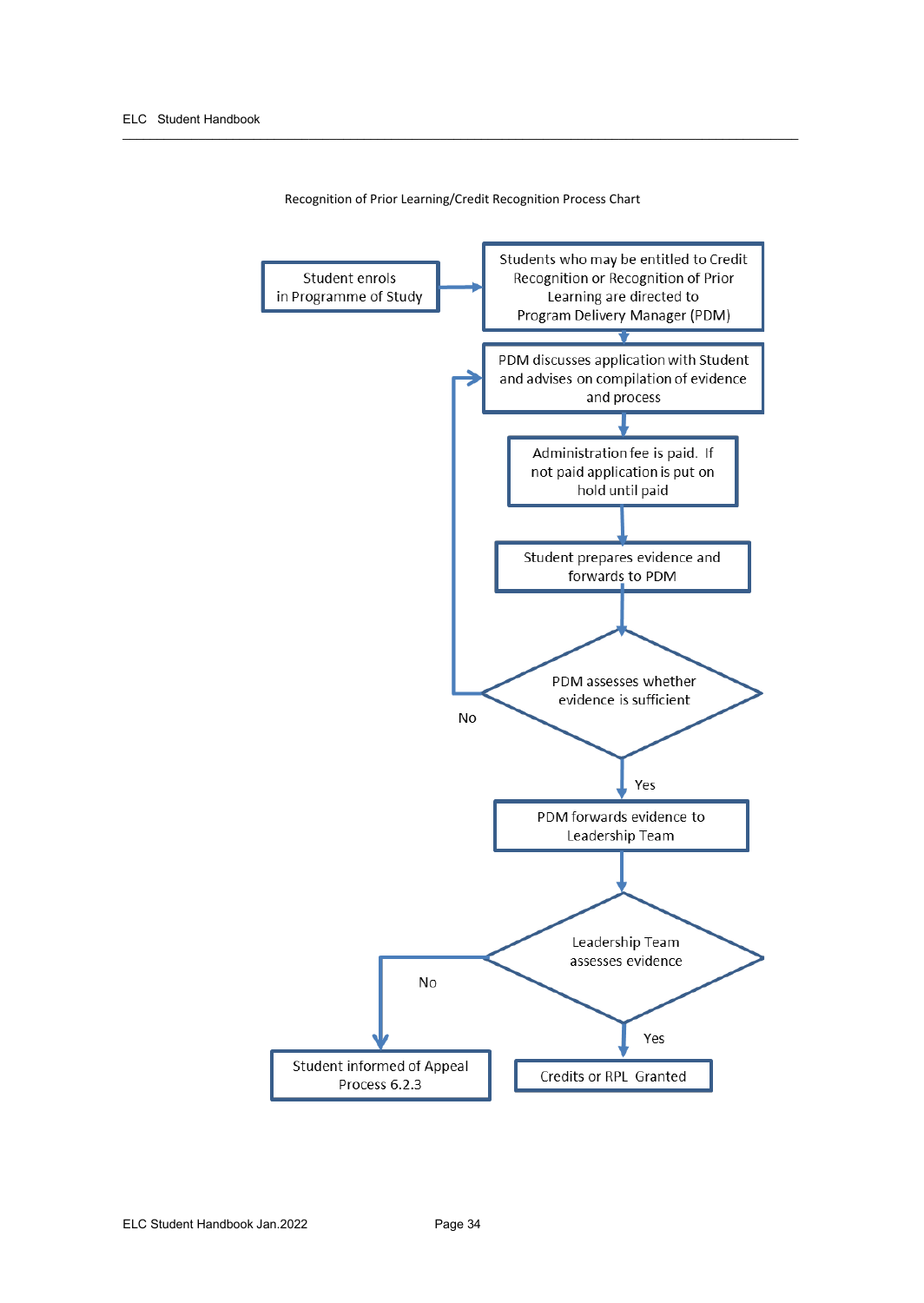Recognition of Prior Learning/Credit Recognition Process Chart

Student enrols in Programme of Study

Students who may be entitled to Credit Recognition or Recognition of Prior Learning are directed to Program Delivery Manager (PDM)

PDM discusses application with Student and advises on compilation of evidence and process

Administration fee is paid. If not paid application is put on hold until paid

Student prepares evidence and forwards to PDM

PDM assesses whether evidence is sufficient

No

Yes

PDM forwards evidence to Leadership Team

Leadership Team assesses evidence

No

Yes

Student informed of Appeal Process 6.2.3

Credits or RPL Granted